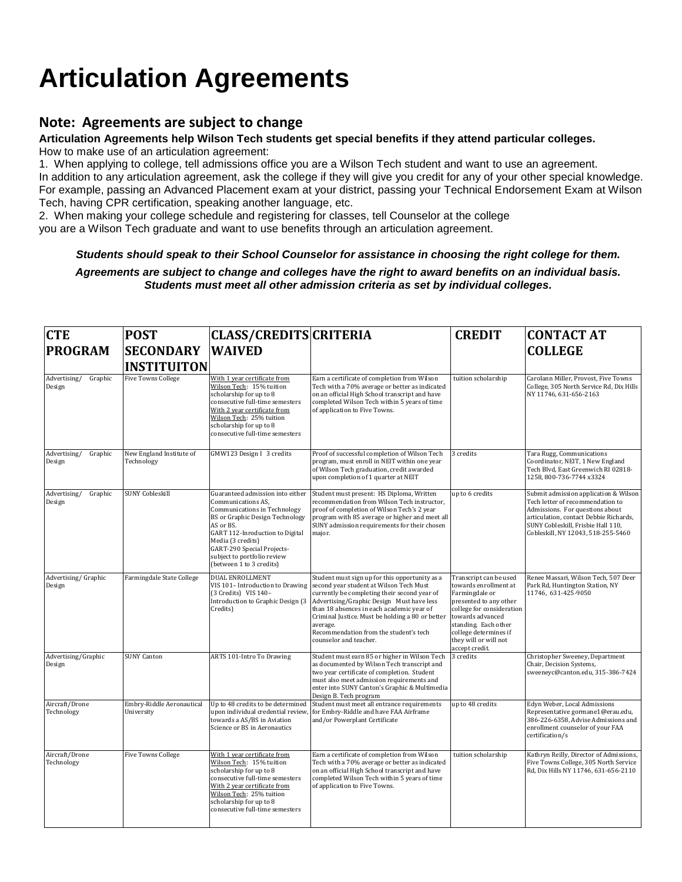# Articulation Agreements

## Note: Agreements are subject to change

**Articulation Agreements help Wilson Tech students get special benefits if they attend particular colleges.**

How to make use of an articulation agreement:

1. When applying to college, tell admissions office you are a Wilson Tech student and want to use an agreement.

In addition to any articulation agreement, ask the college if they will give you credit for any of your other special knowledge. For example, passing an Advanced Placement exam at your district, passing your Technical Endorsement Exam at Wilson Tech, having CPR certification, speaking another language, etc.

2. When making your college schedule and registering for classes, tell Counselor at the college you are a Wilson Tech graduate and want to use benefits through an articulation agreement.

***Students should speak to their School Counselor for assistance in choosing the right college for them.***

***Agreements are subject to change and colleges have the right to award benefits on an individual basis. Students must meet all other admission criteria as set by individual colleges.***

| CTE PROGRAM | POST SECONDARY INSTITUITON | CLASS/CREDITS WAIVED | CRITERIA | CREDIT | CONTACT AT COLLEGE |
|---|---|---|---|---|---|
| Advertising/ Graphic Design | Five Towns College | With 1 year certificate from Wilson Tech: 15% tuition scholarship for up to 8 consecutive full-time semesters With 2 year certificate from Wilson Tech: 25% tuition scholarship for up to 8 consecutive full-time semesters | Earn a certificate of completion from Wilson Tech with a 70% average or better as indicated on an official High School transcript and have completed Wilson Tech within 5 years of time of application to Five Towns. | tuition scholarship | Carolann Miller, Provost, Five Towns College, 305 North Service Rd, Dix Hills NY 11746, 631-656-2163 |
| Advertising/ Graphic Design | New England Institute of Technology | GMW123 Design I 3 credits | Proof of successful completion of Wilson Tech program, must enroll in NEIT within one year of Wilson Tech graduation, credit awarded upon completion of 1 quarter at NEIT | 3 credits | Tara Rugg, Communications Coordinator, NEIT, 1 New England Tech Blvd, East Greenwich RI 02818-1258, 800-736-7744 x3324 |
| Advertising/ Graphic Design | SUNY Cobleskill | Guaranteed admission into either Communications AS, Communications in Technology BS or Graphic Design Technology AS or BS. GART 112-Inroduction to Digital Media (3 credits) GART-290 Special Projects-subject to portfolio review (between 1 to 3 credits) | Student must present: HS Diploma, Written recommendation from Wilson Tech instructor, proof of completion of Wilson Tech's 2 year program with 85 average or higher and meet all SUNY admission requirements for their chosen major. | up to 6 credits | Submit admission application & Wilson Tech letter of recommendation to Admissions. For questions about articulation, contact Debbie Richards, SUNY Cobleskill, Frisbie Hall 110, Cobleskill, NY 12043, 518-255-5460 |
| Advertising/ Graphic Design | Farmingdale State College | DUAL ENROLLMENT VIS 101– Introduction to Drawing (3 Credits) VIS 140– Introduction to Graphic Design (3 Credits) | Student must sign up for this opportunity as a second year student at Wilson Tech Must currently be completing their second year of Advertising/Graphic Design Must have less than 18 absences in each academic year of Criminal Justice. Must be holding a 80 or better average. Recommendation from the student's tech counselor and teacher. | Transcript can be used towards enrollment at Farmingdale or presented to any other college for consideration towards advanced standing. Each other college determines if they will or will not accept credit. | Renee Massari, Wilson Tech, 507 Deer Park Rd, Huntington Station, NY 11746, 631-425-9050 |
| Advertising/Graphic Design | SUNY Canton | ARTS 101-Intro To Drawing | Student must earn 85 or higher in Wilson Tech as documented by Wilson Tech transcript and two year certificate of completion. Student must also meet admission requirements and enter into SUNY Canton's Graphic & Multimedia Design B. Tech program | 3 credits | Christopher Sweeney, Department Chair, Decision Systems, sweeneyc@canton.edu, 315-386-7424 |
| Aircraft/Drone Technology | Embry-Riddle Aeronautical University | Up to 48 credits to be determined upon individual credential review, towards a AS/BS in Aviation Science or BS in Aeronautics | Student must meet all entrance requirements for Embry-Riddle and have FAA Airframe and/or Powerplant Certificate | up to 48 credits | Edyn Weber, Local Admissions Representative gormane1@erau.edu, 386-226-6358, Advise Admissions and enrollment counselor of your FAA certification/s |
| Aircraft/Drone Technology | Five Towns College | With 1 year certificate from Wilson Tech: 15% tuition scholarship for up to 8 consecutive full-time semesters With 2 year certificate from Wilson Tech: 25% tuition scholarship for up to 8 consecutive full-time semesters | Earn a certificate of completion from Wilson Tech with a 70% average or better as indicated on an official High School transcript and have completed Wilson Tech within 5 years of time of application to Five Towns. | tuition scholarship | Kathryn Reilly, Director of Admissions, Five Towns College, 305 North Service Rd, Dix Hills NY 11746, 631-656-2110 |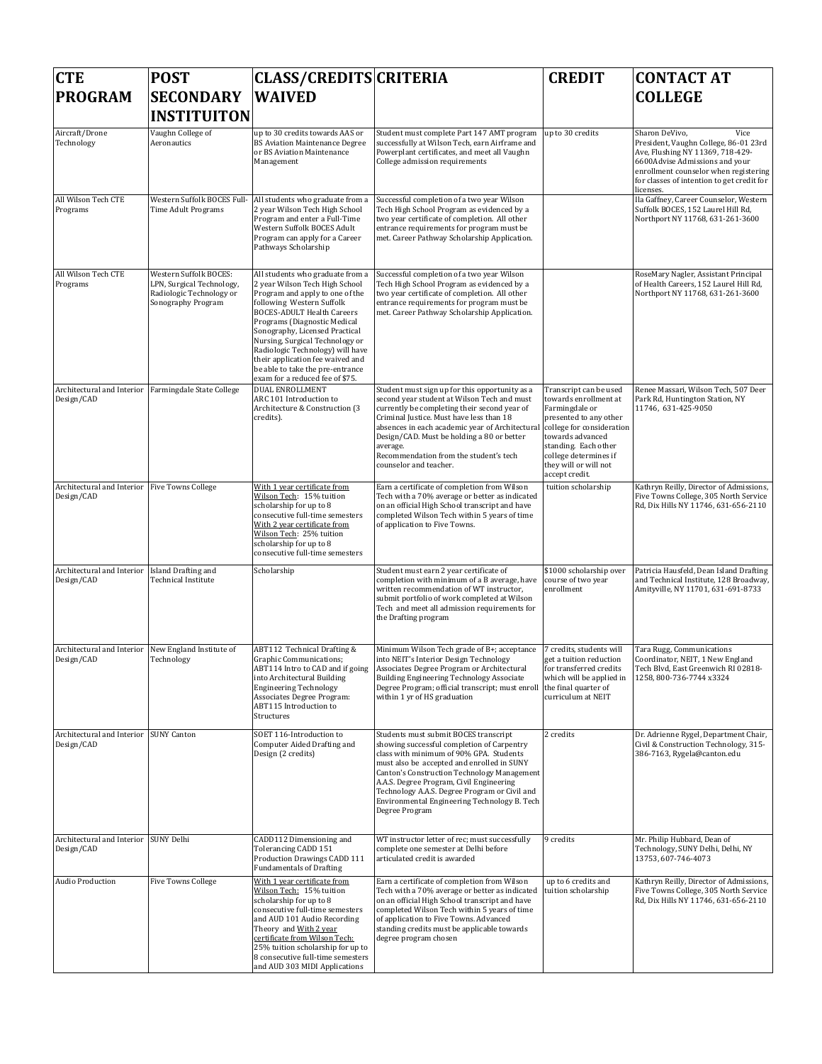| CTE PROGRAM | POST SECONDARY INSTITUITON | CLASS/CREDITS WAIVED | CRITERIA | CREDIT | CONTACT AT COLLEGE |
|---|---|---|---|---|---|
| Aircraft/Drone Technology | Vaughn College of Aeronautics | up to 30 credits towards AAS or BS Aviation Maintenance Degree or BS Aviation Maintenance Management | Student must complete Part 147 AMT program successfully at Wilson Tech, earn Airframe and Powerplant certificates, and meet all Vaughn College admission requirements | up to 30 credits | Sharon DeVivo, Vice President, Vaughn College, 86-01 23rd Ave, Flushing NY 11369, 718-429-6600Advise Admissions and your enrollment counselor when registering for classes of intention to get credit for licenses. |
| All Wilson Tech CTE Programs | Western Suffolk BOCES Full-Time Adult Programs | All students who graduate from a 2 year Wilson Tech High School Program and enter a Full-Time Western Suffolk BOCES Adult Program can apply for a Career Pathways Scholarship | Successful completion of a two year Wilson Tech High School Program as evidenced by a two year certificate of completion. All other entrance requirements for program must be met. Career Pathway Scholarship Application. | | Ila Gaffney, Career Counselor, Western Suffolk BOCES, 152 Laurel Hill Rd, Northport NY 11768, 631-261-3600 |
| All Wilson Tech CTE Programs | Western Suffolk BOCES: LPN, Surgical Technology, Radiologic Technology or Sonography Program | All students who graduate from a 2 year Wilson Tech High School Program and apply to one of the following Western Suffolk BOCES-ADULT Health Careers Programs (Diagnostic Medical Sonography, Licensed Practical Nursing, Surgical Technology or Radiologic Technology) will have their application fee waived and be able to take the pre-entrance exam for a reduced fee of $75. | Successful completion of a two year Wilson Tech High School Program as evidenced by a two year certificate of completion. All other entrance requirements for program must be met. Career Pathway Scholarship Application. | | RoseMary Nagler, Assistant Principal of Health Careers, 152 Laurel Hill Rd, Northport NY 11768, 631-261-3600 |
| Architectural and Interior Design/CAD | Farmingdale State College | DUAL ENROLLMENT<br>ARC101 Introduction to Architecture & Construction (3 credits). | Student must sign up for this opportunity as a second year student at Wilson Tech and must currently be completing their second year of Criminal Justice. Must have less than 18 absences in each academic year of Architectural Design/CAD. Must be holding a 80 or better average.<br>Recommendation from the student's tech counselor and teacher. | Transcript can be used towards enrollment at Farmingdale or presented to any other college for consideration towards advanced standing. Each other college determines if they will or will not accept credit. | Renee Massari, Wilson Tech, 507 Deer Park Rd, Huntington Station, NY 11746, 631-425-9050 |
| Architectural and Interior Design/CAD | Five Towns College | With 1 year certificate from Wilson Tech: 15% tuition scholarship for up to 8 consecutive full-time semesters<br>With 2 year certificate from Wilson Tech: 25% tuition scholarship for up to 8 consecutive full-time semesters | Earn a certificate of completion from Wilson Tech with a 70% average or better as indicated on an official High School transcript and have completed Wilson Tech within 5 years of time of application to Five Towns. | tuition scholarship | Kathryn Reilly, Director of Admissions, Five Towns College, 305 North Service Rd, Dix Hills NY 11746, 631-656-2110 |
| Architectural and Interior Design/CAD | Island Drafting and Technical Institute | Scholarship | Student must earn 2 year certificate of completion with minimum of a B average, have written recommendation of WT instructor, submit portfolio of work completed at Wilson Tech and meet all admission requirements for the Drafting program | $1000 scholarship over course of two year enrollment | Patricia Hausfeld, Dean Island Drafting and Technical Institute, 128 Broadway, Amityville, NY 11701, 631-691-8733 |
| Architectural and Interior Design/CAD | New England Institute of Technology | ABT112 Technical Drafting & Graphic Communications; ABT114 Intro to CAD and if going into Architectural Building Engineering Technology Associates Degree Program: ABT115 Introduction to Structures | Minimum Wilson Tech grade of B+; acceptance into NEIT's Interior Design Technology Associates Degree Program or Architectural Building Engineering Technology Associate Degree Program; official transcript; must enroll within 1 yr of HS graduation | 7 credits, students will get a tuition reduction for transferred credits which will be applied in the final quarter of curriculum at NEIT | Tara Rugg, Communications Coordinator, NEIT, 1 New England Tech Blvd, East Greenwich RI 02818-1258, 800-736-7744 x3324 |
| Architectural and Interior Design/CAD | SUNY Canton | SOET 116-Introduction to Computer Aided Drafting and Design (2 credits) | Students must submit BOCES transcript showing successful completion of Carpentry class with minimum of 90% GPA. Students must also be accepted and enrolled in SUNY Canton's Construction Technology Management A.A.S. Degree Program, Civil Engineering Technology A.A.S. Degree Program or Civil and Environmental Engineering Technology B. Tech Degree Program | 2 credits | Dr. Adrienne Rygel, Department Chair, Civil & Construction Technology, 315-386-7163, Rygela@canton.edu |
| Architectural and Interior Design/CAD | SUNY Delhi | CADD112 Dimensioning and Tolerancing CADD 151 Production Drawings CADD 111 Fundamentals of Drafting | WT instructor letter of rec; must successfully complete one semester at Delhi before articulated credit is awarded | 9 credits | Mr. Philip Hubbard, Dean of Technology, SUNY Delhi, Delhi, NY 13753, 607-746-4073 |
| Audio Production | Five Towns College | With 1 year certificate from Wilson Tech: 15% tuition scholarship for up to 8 consecutive full-time semesters and AUD 101 Audio Recording Theory and With 2 year certificate from Wilson Tech: 25% tuition scholarship for up to 8 consecutive full-time semesters and AUD 303 MIDI Applications | Earn a certificate of completion from Wilson Tech with a 70% average or better as indicated on an official High School transcript and have completed Wilson Tech within 5 years of time of application to Five Towns. Advanced standing credits must be applicable towards degree program chosen | up to 6 credits and tuition scholarship | Kathryn Reilly, Director of Admissions, Five Towns College, 305 North Service Rd, Dix Hills NY 11746, 631-656-2110 |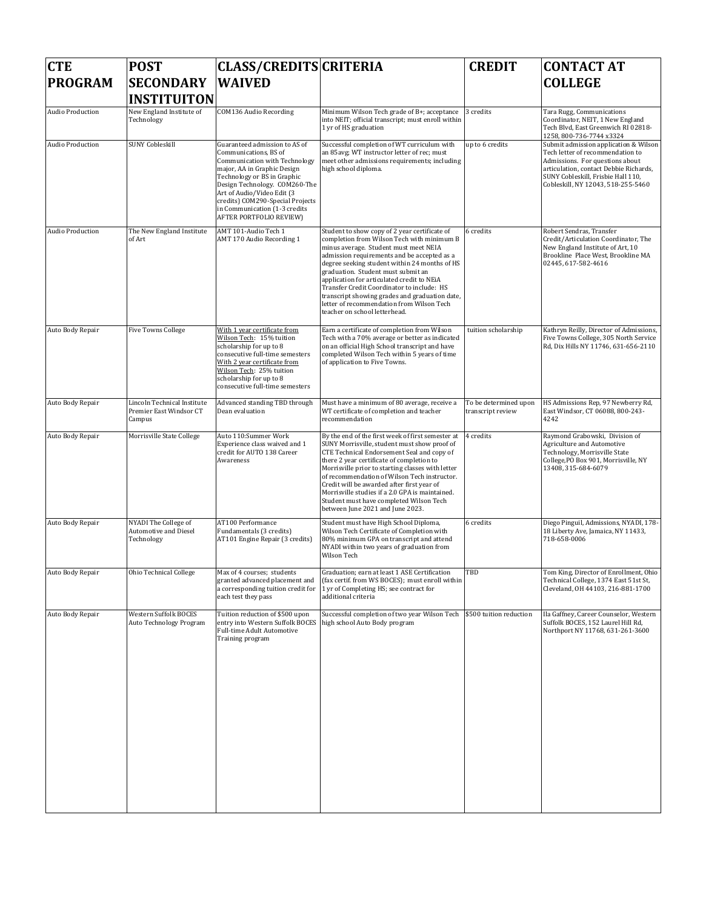| CTE PROGRAM | POST SECONDARY INSTIITUITON | CLASS/CREDITS WAIVED | CRITERIA | CREDIT | CONTACT AT COLLEGE |
|---|---|---|---|---|---|
| Audio Production | New England Institute of Technology | COM136 Audio Recording | Minimum Wilson Tech grade of B+; acceptance into NEIT; official transcript; must enroll within 1 yr of HS graduation | 3 credits | Tara Rugg, Communications Coordinator, NEIT, 1 New England Tech Blvd, East Greenwich RI 02818-1258, 800-736-7744 x3324 |
| Audio Production | SUNY Cobleskill | Guaranteed admission to AS of Communications, BS of Communication with Technology major, AA in Graphic Design Technology or BS in Graphic Design Technology. COM260-The Art of Audio/Video Edit (3 credits) COM290-Special Projects in Communication (1-3 credits AFTER PORTFOLIO REVIEW) | Successful completion of WT curriculum with an 85avg; WT instructor letter of rec; must meet other admissions requirements; including high school diploma. | up to 6 credits | Submit admission application & Wilson Tech letter of recommendation to Admissions. For questions about articulation, contact Debbie Richards, SUNY Cobleskill, Frisbie Hall 110, Cobleskill, NY 12043, 518-255-5460 |
| Audio Production | The New England Institute of Art | AMT 101-Audio Tech 1<br>AMT 170 Audio Recording 1 | Student to show copy of 2 year certificate of completion from Wilson Tech with minimum B minus average. Student must meet NEIA admission requirements and be accepted as a degree seeking student within 24 months of HS graduation. Student must submit an application for articulated credit to NEiA Transfer Credit Coordinator to include: HS transcript showing grades and graduation date, letter of recommendation from Wilson Tech teacher on school letterhead. | 6 credits | Robert Sendras, Transfer Credit/Articulation Coordinator, The New England Institute of Art, 10 Brookline Place West, Brookline MA 02445, 617-582-4616 |
| Auto Body Repair | Five Towns College | With 1 year certificate from Wilson Tech: 15% tuition scholarship for up to 8 consecutive full-time semesters<br>With 2 year certificate from Wilson Tech: 25% tuition scholarship for up to 8 consecutive full-time semesters | Earn a certificate of completion from Wilson Tech with a 70% average or better as indicated on an official High School transcript and have completed Wilson Tech within 5 years of time of application to Five Towns. | tuition scholarship | Kathryn Reilly, Director of Admissions, Five Towns College, 305 North Service Rd, Dix Hills NY 11746, 631-656-2110 |
| Auto Body Repair | Lincoln Technical Institute Premier East Windsor CT Campus | Advanced standing TBD through Dean evaluation | Must have a minimum of 80 average, receive a WT certificate of completion and teacher recommendation | To be determined upon transcript review | HS Admissions Rep, 97 Newberry Rd, East Windsor, CT 06088, 800-243-4242 |
| Auto Body Repair | Morrisville State College | Auto 110:Summer Work Experience class waived and 1 credit for AUTO 138 Career Awareness | By the end of the first week of first semester at SUNY Morrisville, student must show proof of CTE Technical Endorsement Seal and copy of there 2 year certificate of completion to Morrisville prior to starting classes with letter of recommendation of Wilson Tech instructor. Credit will be awarded after first year of Morrisville studies if a 2.0 GPA is maintained. Student must have completed Wilson Tech between June 2021 and June 2023. | 4 credits | Raymond Grabowski, Division of Agriculture and Automotive Technology, Morrisville State College, PO Box 901, Morrisville, NY 13408, 315-684-6079 |
| Auto Body Repair | NYADI The College of Automotive and Diesel Technology | AT100 Performance Fundamentals (3 credits)<br>AT101 Engine Repair (3 credits) | Student must have High School Diploma, Wilson Tech Certificate of Completion with 80% minimum GPA on transcript and attend NYADI within two years of graduation from Wilson Tech | 6 credits | Diego Pinguil, Admissions, NYADI, 178-18 Liberty Ave, Jamaica, NY 11433, 718-658-0006 |
| Auto Body Repair | Ohio Technical College | Max of 4 courses; students granted advanced placement and a corresponding tuition credit for each test they pass | Graduation; earn at least 1 ASE Certification (fax certif. from WS BOCES); must enroll within 1 yr of Completing HS; see contract for additional criteria | TBD | Tom King, Director of Enrollment, Ohio Technical College, 1374 East 51st St, Cleveland, OH 44103, 216-881-1700 |
| Auto Body Repair | Western Suffolk BOCES Auto Technology Program | Tuition reduction of $500 upon entry into Western Suffolk BOCES Full-time Adult Automotive Training program | Successful completion of two year Wilson Tech high school Auto Body program | $500 tuition reduction | Ila Gaffney, Career Counselor, Western Suffolk BOCES, 152 Laurel Hill Rd, Northport NY 11768, 631-261-3600 |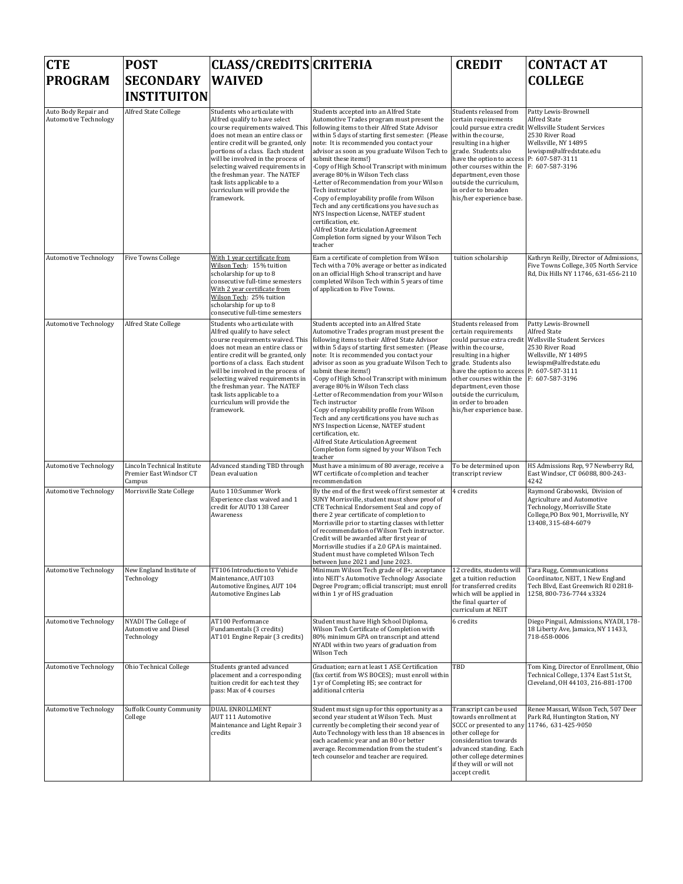| CTE PROGRAM | POST SECONDARY INSTITUITON | CLASS/CREDITS WAIVED | CRITERIA | CREDIT | CONTACT AT COLLEGE |
|---|---|---|---|---|---|
| Auto Body Repair and Automotive Technology | Alfred State College | Students who articulate with Alfred qualify to have select course requirements waived. This does not mean an entire class or entire credit will be granted, only portions of a class. Each student will be involved in the process of selecting waived requirements in the freshman year. The NATEF task lists applicable to a curriculum will provide the framework. | Students accepted into an Alfred State Automotive Trades program must present the following items to their Alfred State Advisor within 5 days of starting first semester: (Please note: It is recommended you contact your advisor as soon as you graduate Wilson Tech to submit these items!)<br>-Copy of High School Transcript with minimum average 80% in Wilson Tech class<br>-Letter of Recommendation from your Wilson Tech instructor<br>-Copy of employability profile from Wilson Tech and any certifications you have such as NYS Inspection License, NATEF student certification, etc.<br>-Alfred State Articulation Agreement Completion form signed by your Wilson Tech teacher | Students released from certain requirements could pursue extra credit within the course, resulting in a higher grade. Students also have the option to access other courses within the department, even those outside the curriculum, in order to broaden his/her experience base. | Patty Lewis-Brownell<br>Alfred State<br>Wellsville Student Services<br>2530 River Road<br>Wellsville, NY 14895<br>lewispm@alfredstate.edu<br>P: 607-587-3111<br>F: 607-587-3196 |
| Automotive Technology | Five Towns College | With 1 year certificate from Wilson Tech: 15% tuition scholarship for up to 8 consecutive full-time semesters<br>With 2 year certificate from Wilson Tech: 25% tuition scholarship for up to 8 consecutive full-time semesters | Earn a certificate of completion from Wilson Tech with a 70% average or better as indicated on an official High School transcript and have completed Wilson Tech within 5 years of time of application to Five Towns. | tuition scholarship | Kathryn Reilly, Director of Admissions, Five Towns College, 305 North Service Rd, Dix Hills NY 11746, 631-656-2110 |
| Automotive Technology | Alfred State College | Students who articulate with Alfred qualify to have select course requirements waived. This does not mean an entire class or entire credit will be granted, only portions of a class. Each student will be involved in the process of selecting waived requirements in the freshman year. The NATEF task lists applicable to a curriculum will provide the framework. | Students accepted into an Alfred State Automotive Trades program must present the following items to their Alfred State Advisor within 5 days of starting first semester: (Please note: It is recommended you contact your advisor as soon as you graduate Wilson Tech to submit these items!)<br>-Copy of High School Transcript with minimum average 80% in Wilson Tech class<br>-Letter of Recommendation from your Wilson Tech instructor<br>-Copy of employability profile from Wilson Tech and any certifications you have such as NYS Inspection License, NATEF student certification, etc.<br>-Alfred State Articulation Agreement Completion form signed by your Wilson Tech teacher | Students released from certain requirements could pursue extra credit within the course, resulting in a higher grade. Students also have the option to access other courses within the department, even those outside the curriculum, in order to broaden his/her experience base. | Patty Lewis-Brownell<br>Alfred State<br>Wellsville Student Services<br>2530 River Road<br>Wellsville, NY 14895<br>lewispm@alfredstate.edu<br>P: 607-587-3111<br>F: 607-587-3196 |
| Automotive Technology | Lincoln Technical Institute Premier East Windsor CT Campus | Advanced standing TBD through Dean evaluation | Must have a minimum of 80 average, receive a WT certificate of completion and teacher recommendation | To be determined upon transcript review | HS Admissions Rep, 97 Newberry Rd, East Windsor, CT 06088, 800-243-4242 |
| Automotive Technology | Morrisville State College | Auto 110:Summer Work Experience class waived and 1 credit for AUTO 138 Career Awareness | By the end of the first week of first semester at SUNY Morrisville, student must show proof of CTE Technical Endorsement Seal and copy of there 2 year certificate of completion to Morrisville prior to starting classes with letter of recommendation of Wilson Tech instructor. Credit will be awarded after first year of Morrisville studies if a 2.0 GPA is maintained. Student must have completed Wilson Tech between June 2021 and June 2023. | 4 credits | Raymond Grabowski, Division of Agriculture and Automotive Technology, Morrisville State College, PO Box 901, Morrisville, NY 13408, 315-684-6079 |
| Automotive Technology | New England Institute of Technology | TT106 Introduction to Vehicle Maintenance, AUT103 Automotive Engines, AUT 104 Automotive Engines Lab | Minimum Wilson Tech grade of B+; acceptance into NEIT's Automotive Technology Associate Degree Program; official transcript; must enroll within 1 yr of HS graduation | 12 credits, students will get a tuition reduction for transferred credits which will be applied in the final quarter of curriculum at NEIT | Tara Rugg, Communications Coordinator, NEIT, 1 New England Tech Blvd, East Greenwich RI 02818-1258, 800-736-7744 x3324 |
| Automotive Technology | NYADI The College of Automotive and Diesel Technology | AT100 Performance Fundamentals (3 credits)<br>AT101 Engine Repair (3 credits) | Student must have High School Diploma, Wilson Tech Certificate of Completion with 80% minimum GPA on transcript and attend NYADI within two years of graduation from Wilson Tech | 6 credits | Diego Pinguil, Admissions, NYADI, 178-18 Liberty Ave, Jamaica, NY 11433, 718-658-0006 |
| Automotive Technology | Ohio Technical College | Students granted advanced placement and a corresponding tuition credit for each test they pass: Max of 4 courses | Graduation; earn at least 1 ASE Certification (fax certif. from WS BOCES); must enroll within 1 yr of Completing HS; see contract for additional criteria | TBD | Tom King, Director of Enrollment, Ohio Technical College, 1374 East 51st St, Cleveland, OH 44103, 216-881-1700 |
| Automotive Technology | Suffolk County Community College | DUAL ENROLLMENT<br>AUT 111 Automotive Maintenance and Light Repair 3 credits | Student must sign up for this opportunity as a second year student at Wilson Tech. Must currently be completing their second year of Auto Technology with less than 18 absences in each academic year and an 80 or better average. Recommendation from the student's tech counselor and teacher are required. | Transcript can be used towards enrollment at SCCC or presented to any other college for consideration towards advanced standing. Each other college determines if they will or will not accept credit. | Renee Massari, Wilson Tech, 507 Deer Park Rd, Huntington Station, NY 11746, 631-425-9050 |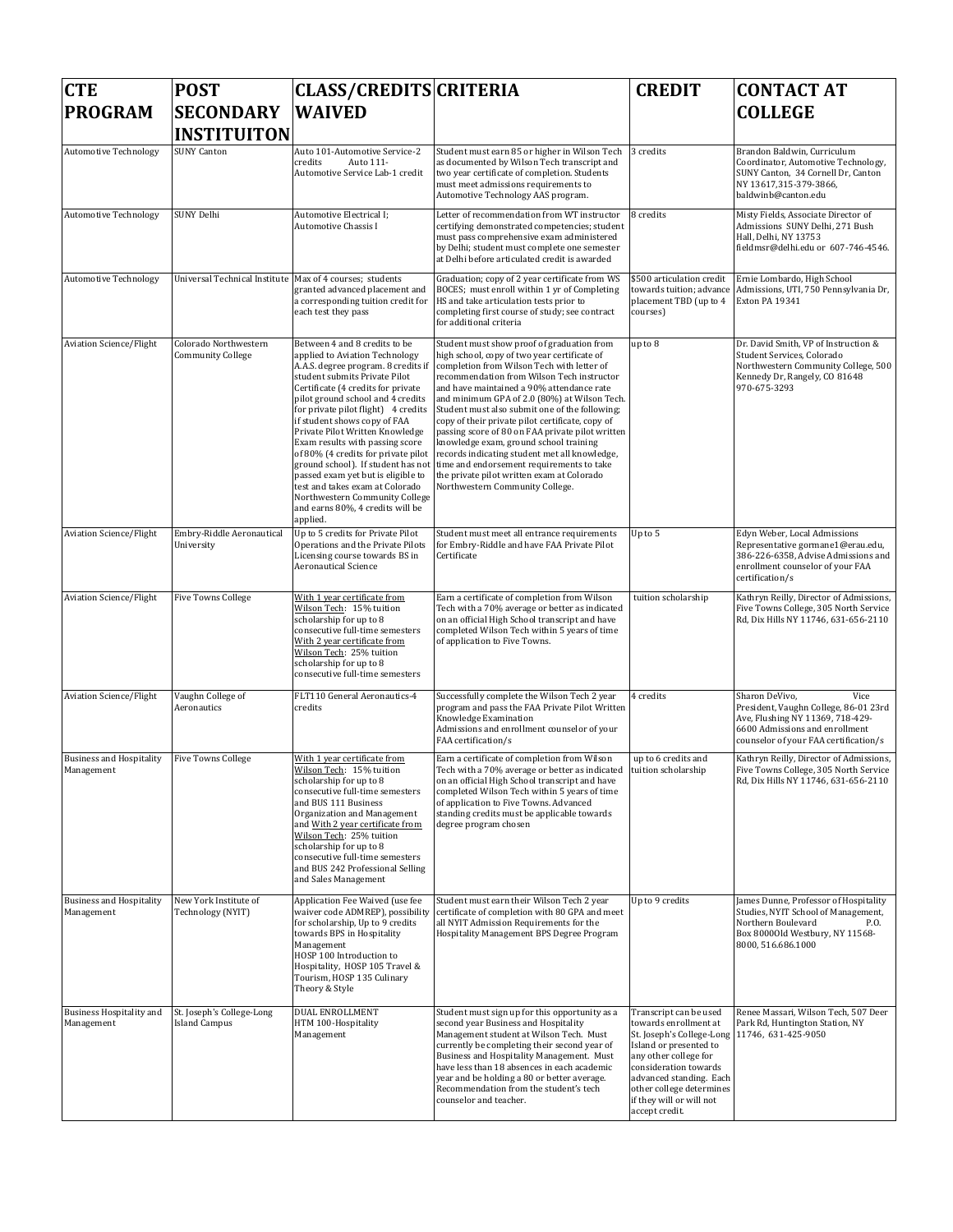| CTE PROGRAM | POST SECONDARY INSTIITUITON | CLASS/CREDITS WAIVED | CRITERIA | CREDIT | CONTACT AT COLLEGE |
|---|---|---|---|---|---|
| Automotive Technology | SUNY Canton | Auto 101-Automotive Service-2 credits Auto 111-Automotive Service Lab-1 credit | Student must earn 85 or higher in Wilson Tech as documented by Wilson Tech transcript and two year certificate of completion. Students must meet admissions requirements to Automotive Technology AAS program. | 3 credits | Brandon Baldwin, Curriculum Coordinator, Automotive Technology, SUNY Canton, 34 Cornell Dr, Canton NY 13617,315-379-3866, baldwinb@canton.edu |
| Automotive Technology | SUNY Delhi | Automotive Electrical I; Automotive Chassis I | Letter of recommendation from WT instructor certifying demonstrated competencies; student must pass comprehensive exam administered by Delhi; student must complete one semester at Delhi before articulated credit is awarded | 8 credits | Misty Fields, Associate Director of Admissions SUNY Delhi, 271 Bush Hall, Delhi, NY 13753 fieldmsr@delhi.edu or 607-746-4546. |
| Automotive Technology | Universal Technical Institute | Max of 4 courses; students granted advanced placement and a corresponding tuition credit for each test they pass | Graduation; copy of 2 year certificate from WS BOCES; must enroll within 1 yr of Completing HS and take articulation tests prior to completing first course of study; see contract for additional criteria | $500 articulation credit towards tuition; advance placement TBD (up to 4 courses) | Ernie Lombardo, High School Admissions, UTI, 750 Pennsylvania Dr, Exton PA 19341 |
| Aviation Science/Flight | Colorado Northwestern Community College | Between 4 and 8 credits to be applied to Aviation Technology A.A.S. degree program. 8 credits if student submits Private Pilot Certificate (4 credits for private pilot ground school and 4 credits for private pilot flight) 4 credits if student shows copy of FAA Private Pilot Written Knowledge Exam results with passing score of 80% (4 credits for private pilot ground school). If student has not passed exam yet but is eligible to test and takes exam at Colorado Northwestern Community College and earns 80%, 4 credits will be applied. | Student must show proof of graduation from high school, copy of two year certificate of completion from Wilson Tech with letter of recommendation from Wilson Tech instructor and have maintained a 90% attendance rate and minimum GPA of 2.0 (80%) at Wilson Tech. Student must also submit one of the following; copy of their private pilot certificate, copy of passing score of 80 on FAA private pilot written knowledge exam, ground school training records indicating student met all knowledge, time and endorsement requirements to take the private pilot written exam at Colorado Northwestern Community College. | up to 8 | Dr. David Smith, VP of Instruction & Student Services, Colorado Northwestern Community College, 500 Kennedy Dr, Rangely, CO 81648 970-675-3293 |
| Aviation Science/Flight | Embry-Riddle Aeronautical University | Up to 5 credits for Private Pilot Operations and the Private Pilots Licensing course towards BS in Aeronautical Science | Student must meet all entrance requirements for Embry-Riddle and have FAA Private Pilot Certificate | Up to 5 | Edyn Weber, Local Admissions Representative gormane1@erau.edu, 386-226-6358, Advise Admissions and enrollment counselor of your FAA certification/s |
| Aviation Science/Flight | Five Towns College | With 1 year certificate from Wilson Tech: 15% tuition scholarship for up to 8 consecutive full-time semesters With 2 year certificate from Wilson Tech: 25% tuition scholarship for up to 8 consecutive full-time semesters | Earn a certificate of completion from Wilson Tech with a 70% average or better as indicated on an official High School transcript and have completed Wilson Tech within 5 years of time of application to Five Towns. | tuition scholarship | Kathryn Reilly, Director of Admissions, Five Towns College, 305 North Service Rd, Dix Hills NY 11746, 631-656-2110 |
| Aviation Science/Flight | Vaughn College of Aeronautics | FLT110 General Aeronautics-4 credits | Successfully complete the Wilson Tech 2 year program and pass the FAA Private Pilot Written Knowledge Examination Admissions and enrollment counselor of your FAA certification/s | 4 credits | Sharon DeVivo, Vice President, Vaughn College, 86-01 23rd Ave, Flushing NY 11369, 718-429-6600 Admissions and enrollment counselor of your FAA certification/s |
| Business and Hospitality Management | Five Towns College | With 1 year certificate from Wilson Tech: 15% tuition scholarship for up to 8 consecutive full-time semesters and BUS 111 Business Organization and Management and With 2 year certificate from Wilson Tech: 25% tuition scholarship for up to 8 consecutive full-time semesters and BUS 242 Professional Selling and Sales Management | Earn a certificate of completion from Wilson Tech with a 70% average or better as indicated on an official High School transcript and have completed Wilson Tech within 5 years of time of application to Five Towns. Advanced standing credits must be applicable towards degree program chosen | up to 6 credits and tuition scholarship | Kathryn Reilly, Director of Admissions, Five Towns College, 305 North Service Rd, Dix Hills NY 11746, 631-656-2110 |
| Business and Hospitality Management | New York Institute of Technology (NYIT) | Application Fee Waived (use fee waiver code ADMREP), possibility for scholarship, Up to 9 credits towards BPS in Hospitality Management HOSP 100 Introduction to Hospitality, HOSP 105 Travel & Tourism, HOSP 135 Culinary Theory & Style | Student must earn their Wilson Tech 2 year certificate of completion with 80 GPA and meet all NYIT Admission Requirements for the Hospitality Management BPS Degree Program | Up to 9 credits | James Dunne, Professor of Hospitality Studies, NYIT School of Management, Northern Boulevard P.O. Box 8000Old Westbury, NY 11568-8000, 516.686.1000 |
| Business Hospitality and Management | St. Joseph's College-Long Island Campus | DUAL ENROLLMENT HTM 100-Hospitality Management | Student must sign up for this opportunity as a second year Business and Hospitality Management student at Wilson Tech. Must currently be completing their second year of Business and Hospitality Management. Must have less than 18 absences in each academic year and be holding a 80 or better average. Recommendation from the student's tech counselor and teacher. | Transcript can be used towards enrollment at St. Joseph's College-Long Island or presented to any other college for consideration towards advanced standing. Each other college determines if they will or will not accept credit. | Renee Massari, Wilson Tech, 507 Deer Park Rd, Huntington Station, NY 11746, 631-425-9050 |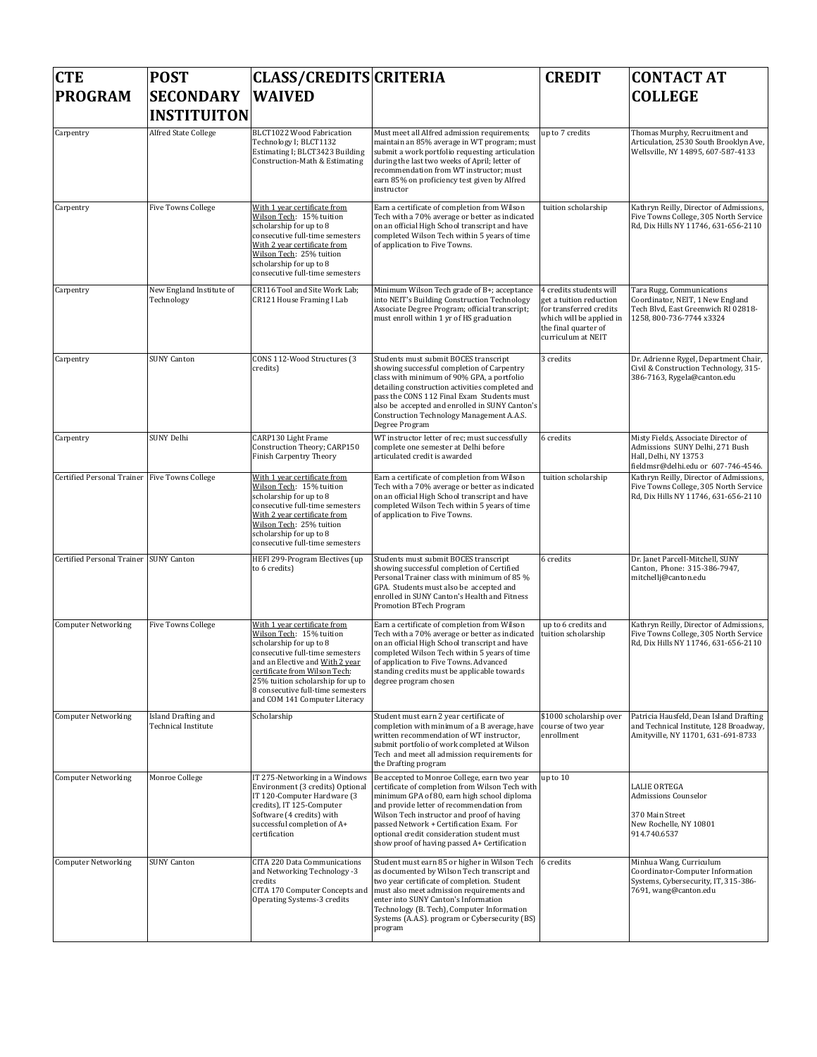| CTE PROGRAM | POST SECONDARY INSTIITUITON | CLASS/CREDITS WAIVED | CRITERIA | CREDIT | CONTACT AT COLLEGE |
|---|---|---|---|---|---|
| Carpentry | Alfred State College | BLCT1022 Wood Fabrication Technology I; BLCT1132 Estimating I; BLCT3423 Building Construction-Math & Estimating | Must meet all Alfred admission requirements; maintain an 85% average in WT program; must submit a work portfolio requesting articulation during the last two weeks of April; letter of recommendation from WT instructor; must earn 85% on proficiency test given by Alfred instructor | up to 7 credits | Thomas Murphy, Recruitment and Articulation, 2530 South Brooklyn Ave, Wellsville, NY 14895, 607-587-4133 |
| Carpentry | Five Towns College | With 1 year certificate from Wilson Tech: 15% tuition scholarship for up to 8 consecutive full-time semesters With 2 year certificate from Wilson Tech: 25% tuition scholarship for up to 8 consecutive full-time semesters | Earn a certificate of completion from Wilson Tech with a 70% average or better as indicated on an official High School transcript and have completed Wilson Tech within 5 years of time of application to Five Towns. | tuition scholarship | Kathryn Reilly, Director of Admissions, Five Towns College, 305 North Service Rd, Dix Hills NY 11746, 631-656-2110 |
| Carpentry | New England Institute of Technology | CR116 Tool and Site Work Lab; CR121 House Framing I Lab | Minimum Wilson Tech grade of B+; acceptance into NEIT's Building Construction Technology Associate Degree Program; official transcript; must enroll within 1 yr of HS graduation | 4 credits students will get a tuition reduction for transferred credits which will be applied in the final quarter of curriculum at NEIT | Tara Rugg, Communications Coordinator, NEIT, 1 New England Tech Blvd, East Greenwich RI 02818-1258, 800-736-7744 x3324 |
| Carpentry | SUNY Canton | CONS 112-Wood Structures (3 credits) | Students must submit BOCES transcript showing successful completion of Carpentry class with minimum of 90% GPA, a portfolio detailing construction activities completed and pass the CONS 112 Final Exam Students must also be accepted and enrolled in SUNY Canton's Construction Technology Management A.A.S. Degree Program | 3 credits | Dr. Adrienne Rygel, Department Chair, Civil & Construction Technology, 315-386-7163, Rygela@canton.edu |
| Carpentry | SUNY Delhi | CARP130 Light Frame Construction Theory; CARP150 Finish Carpentry Theory | WT instructor letter of rec; must successfully complete one semester at Delhi before articulated credit is awarded | 6 credits | Misty Fields, Associate Director of Admissions SUNY Delhi, 271 Bush Hall, Delhi, NY 13753 fieldmsr@delhi.edu or 607-746-4546. |
| Certified Personal Trainer | Five Towns College | With 1 year certificate from Wilson Tech: 15% tuition scholarship for up to 8 consecutive full-time semesters With 2 year certificate from Wilson Tech: 25% tuition scholarship for up to 8 consecutive full-time semesters | Earn a certificate of completion from Wilson Tech with a 70% average or better as indicated on an official High School transcript and have completed Wilson Tech within 5 years of time of application to Five Towns. | tuition scholarship | Kathryn Reilly, Director of Admissions, Five Towns College, 305 North Service Rd, Dix Hills NY 11746, 631-656-2110 |
| Certified Personal Trainer | SUNY Canton | HEFI 299-Program Electives (up to 6 credits) | Students must submit BOCES transcript showing successful completion of Certified Personal Trainer class with minimum of 85 % GPA. Students must also be accepted and enrolled in SUNY Canton's Health and Fitness Promotion BTech Program | 6 credits | Dr. Janet Parcell-Mitchell, SUNY Canton, Phone: 315-386-7947, mitchellj@canton.edu |
| Computer Networking | Five Towns College | With 1 year certificate from Wilson Tech: 15% tuition scholarship for up to 8 consecutive full-time semesters and an Elective and With 2 year certificate from Wilson Tech: 25% tuition scholarship for up to 8 consecutive full-time semesters and COM 141 Computer Literacy | Earn a certificate of completion from Wilson Tech with a 70% average or better as indicated on an official High School transcript and have completed Wilson Tech within 5 years of time of application to Five Towns. Advanced standing credits must be applicable towards degree program chosen | up to 6 credits and tuition scholarship | Kathryn Reilly, Director of Admissions, Five Towns College, 305 North Service Rd, Dix Hills NY 11746, 631-656-2110 |
| Computer Networking | Island Drafting and Technical Institute | Scholarship | Student must earn 2 year certificate of completion with minimum of a B average, have written recommendation of WT instructor, submit portfolio of work completed at Wilson Tech and meet all admission requirements for the Drafting program | $1000 scholarship over course of two year enrollment | Patricia Hausfeld, Dean Island Drafting and Technical Institute, 128 Broadway, Amityville, NY 11701, 631-691-8733 |
| Computer Networking | Monroe College | IT 275-Networking in a Windows Environment (3 credits) Optional IT 120-Computer Hardware (3 credits), IT 125-Computer Software (4 credits) with successful completion of A+ certification | Be accepted to Monroe College, earn two year certificate of completion from Wilson Tech with minimum GPA of 80, earn high school diploma and provide letter of recommendation from Wilson Tech instructor and proof of having passed Network + Certification Exam. For optional credit consideration student must show proof of having passed A+ Certification | up to 10 | LALIE ORTEGA<br>Admissions Counselor<br><br>370 Main Street<br>New Rochelle, NY 10801<br>914.740.6537 |
| Computer Networking | SUNY Canton | CITA 220 Data Communications and Networking Technology -3 credits<br>CITA 170 Computer Concepts and Operating Systems-3 credits | Student must earn 85 or higher in Wilson Tech as documented by Wilson Tech transcript and two year certificate of completion. Student must also meet admission requirements and enter into SUNY Canton's Information Technology (B. Tech), Computer Information Systems (A.A.S.) program or Cybersecurity (BS) program | 6 credits | Minhua Wang, Curriculum Coordinator-Computer Information Systems, Cybersecurity, IT, 315-386-7691, wang@canton.edu |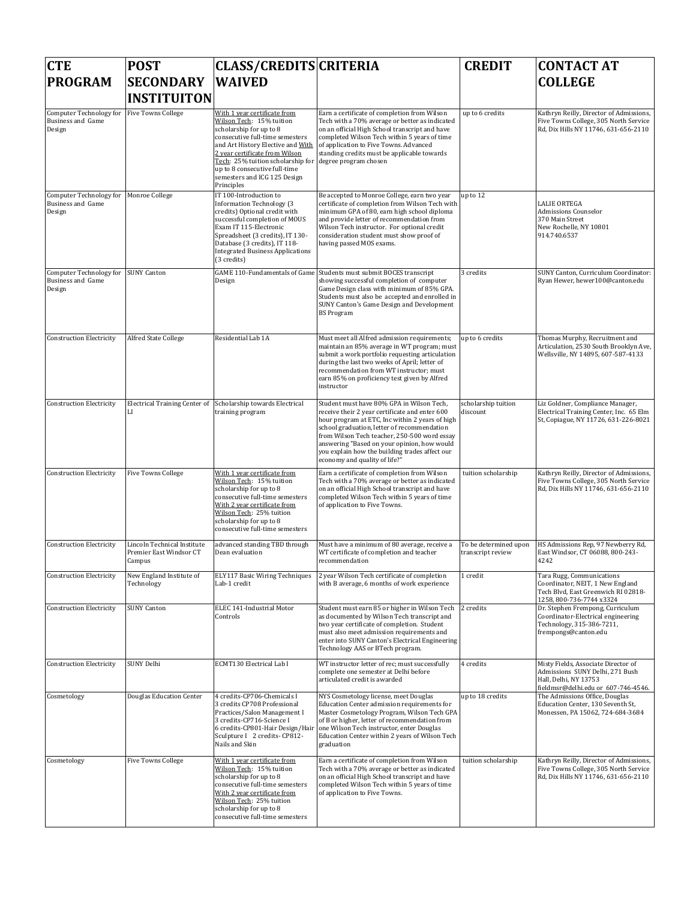| CTE PROGRAM | POST SECONDARY INSTIITUITON | CLASS/CREDITS WAIVED | CRITERIA | CREDIT | CONTACT AT COLLEGE |
|---|---|---|---|---|---|
| Computer Technology for Business and Game Design | Five Towns College | With 1 year certificate from Wilson Tech: 15% tuition scholarship for up to 8 consecutive full-time semesters and Art History Elective and With 2 year certificate from Wilson Tech: 25% tuition scholarship for up to 8 consecutive full-time semesters and ICG 125 Design Principles | Earn a certificate of completion from Wilson Tech with a 70% average or better as indicated on an official High School transcript and have completed Wilson Tech within 5 years of time of application to Five Towns. Advanced standing credits must be applicable towards degree program chosen | up to 6 credits | Kathryn Reilly, Director of Admissions, Five Towns College, 305 North Service Rd, Dix Hills NY 11746, 631-656-2110 |
| Computer Technology for Business and Game Design | Monroe College | IT 100-Introduction to Information Technology (3 credits) Optional credit with successful completion of MOUS Exam IT 115-Electronic Spreadsheet (3 credits), IT 130-Database (3 credits), IT 118-Integrated Business Applications (3 credits) | Be accepted to Monroe College, earn two year certificate of completion from Wilson Tech with minimum GPA of 80, earn high school diploma and provide letter of recommendation from Wilson Tech instructor. For optional credit consideration student must show proof of having passed MOS exams. | up to 12 | LALIE ORTEGA Admissions Counselor 370 Main Street New Rochelle, NY 10801 914.740.6537 |
| Computer Technology for Business and Game Design | SUNY Canton | GAME 110-Fundamentals of Game Design | Students must submit BOCES transcript showing successful completion of computer Game Design class with minimum of 85% GPA. Students must also be accepted and enrolled in SUNY Canton's Game Design and Development BS Program | 3 credits | SUNY Canton, Curriculum Coordinator: Ryan Hewer, hewer100@canton.edu |
| Construction Electricity | Alfred State College | Residential Lab 1A | Must meet all Alfred admission requirements; maintain an 85% average in WT program; must submit a work portfolio requesting articulation during the last two weeks of April; letter of recommendation from WT instructor; must earn 85% on proficiency test given by Alfred instructor | up to 6 credits | Thomas Murphy, Recruitment and Articulation, 2530 South Brooklyn Ave, Wellsville, NY 14895, 607-587-4133 |
| Construction Electricity | Electrical Training Center of LI | Scholarship towards Electrical training program | Student must have 80% GPA in Wilson Tech, receive their 2 year certificate and enter 600 hour program at ETC, Inc within 2 years of high school graduation, letter of recommendation from Wilson Tech teacher, 250-500 word essay answering "Based on your opinion, how would you explain how the building trades affect our economy and quality of life?" | scholarship tuition discount | Liz Goldner, Compliance Manager, Electrical Training Center, Inc. 65 Elm St, Copiague, NY 11726, 631-226-8021 |
| Construction Electricity | Five Towns College | With 1 year certificate from Wilson Tech: 15% tuition scholarship for up to 8 consecutive full-time semesters With 2 year certificate from Wilson Tech: 25% tuition scholarship for up to 8 consecutive full-time semesters | Earn a certificate of completion from Wilson Tech with a 70% average or better as indicated on an official High School transcript and have completed Wilson Tech within 5 years of time of application to Five Towns. | tuition scholarship | Kathryn Reilly, Director of Admissions, Five Towns College, 305 North Service Rd, Dix Hills NY 11746, 631-656-2110 |
| Construction Electricity | Lincoln Technical Institute Premier East Windsor CT Campus | advanced standing TBD through Dean evaluation | Must have a minimum of 80 average, receive a WT certificate of completion and teacher recommendation | To be determined upon transcript review | HS Admissions Rep, 97 Newberry Rd, East Windsor, CT 06088, 800-243-4242 |
| Construction Electricity | New England Institute of Technology | ELY117 Basic Wiring Techniques Lab-1 credit | 2 year Wilson Tech certificate of completion with B average, 6 months of work experience | 1 credit | Tara Rugg, Communications Coordinator, NEIT, 1 New England Tech Blvd, East Greenwich RI 02818-1258, 800-736-7744 x3324 |
| Construction Electricity | SUNY Canton | ELEC 141-Industrial Motor Controls | Student must earn 85 or higher in Wilson Tech as documented by Wilson Tech transcript and two year certificate of completion. Student must also meet admission requirements and enter into SUNY Canton's Electrical Engineering Technology AAS or BTech program. | 2 credits | Dr. Stephen Frempong, Curriculum Coordinator-Electrical engineering Technology, 315-386-7211, frempongs@canton.edu |
| Construction Electricity | SUNY Delhi | ECMT130 Electrical Lab I | WT instructor letter of rec; must successfully complete one semester at Delhi before articulated credit is awarded | 4 credits | Misty Fields, Associate Director of Admissions SUNY Delhi, 271 Bush Hall, Delhi, NY 13753 fieldmsr@delhi.edu or 607-746-4546. |
| Cosmetology | Douglas Education Center | 4 credits-CP706-Chemicals I 3 credits CP708 Professional Practices/Salon Management I 3 credits-CP716-Science I 6 credits-CP801-Hair Design/Hair Sculpture I 2 credits- CP812-Nails and Skin | NYS Cosmetology license, meet Douglas Education Center admission requirements for Master Cosmetology Program, Wilson Tech GPA of B or higher, letter of recommendation from one Wilson Tech instructor, enter Douglas Education Center within 2 years of Wilson Tech graduation | up to 18 credits | The Admissions Office, Douglas Education Center, 130 Seventh St, Monessen, PA 15062, 724-684-3684 |
| Cosmetology | Five Towns College | With 1 year certificate from Wilson Tech: 15% tuition scholarship for up to 8 consecutive full-time semesters With 2 year certificate from Wilson Tech: 25% tuition scholarship for up to 8 consecutive full-time semesters | Earn a certificate of completion from Wilson Tech with a 70% average or better as indicated on an official High School transcript and have completed Wilson Tech within 5 years of time of application to Five Towns. | tuition scholarship | Kathryn Reilly, Director of Admissions, Five Towns College, 305 North Service Rd, Dix Hills NY 11746, 631-656-2110 |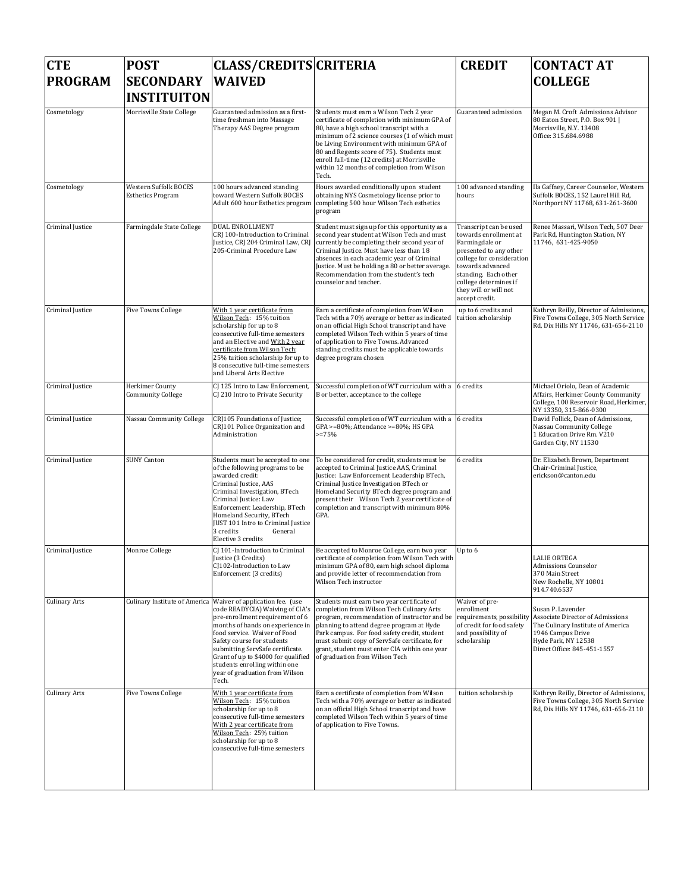| CTE PROGRAM | POST SECONDARY INSTITUITON | CLASS/CREDITS WAIVED | CRITERIA | CREDIT | CONTACT AT COLLEGE |
|---|---|---|---|---|---|
| Cosmetology | Morrisville State College | Guaranteed admission as a first-time freshman into Massage Therapy AAS Degree program | Students must earn a Wilson Tech 2 year certificate of completion with minimum GPA of 80, have a high school transcript with a minimum of 2 science courses (1 of which must be Living Environment with minimum GPA of 80 and Regents score of 75). Students must enroll full-time (12 credits) at Morrisville within 12 months of completion from Wilson Tech. | Guaranteed admission | Megan M. Croft Admissions Advisor 80 Eaton Street, P.O. Box 901 \| Morrisville, N.Y. 13408 Office: 315.684.6988 |
| Cosmetology | Western Suffolk BOCES Esthetics Program | 100 hours advanced standing toward Western Suffolk BOCES Adult 600 hour Esthetics program | Hours awarded conditionally upon student obtaining NYS Cosmetology license prior to completing 500 hour Wilson Tech esthetics program | 100 advanced standing hours | Ila Gaffney, Career Counselor, Western Suffolk BOCES, 152 Laurel Hill Rd, Northport NY 11768, 631-261-3600 |
| Criminal Justice | Farmingdale State College | DUAL ENROLLMENT CRJ 100-Introduction to Criminal Justice, CRJ 204 Criminal Law, CRJ 205-Criminal Procedure Law | Student must sign up for this opportunity as a second year student at Wilson Tech and must currently be completing their second year of Criminal Justice. Must have less than 18 absences in each academic year of Criminal Justice. Must be holding a 80 or better average. Recommendation from the student's tech counselor and teacher. | Transcript can be used towards enrollment at Farmingdale or presented to any other college for consideration towards advanced standing. Each other college determines if they will or will not accept credit. | Renee Massari, Wilson Tech, 507 Deer Park Rd, Huntington Station, NY 11746, 631-425-9050 |
| Criminal Justice | Five Towns College | With 1 year certificate from Wilson Tech: 15% tuition scholarship for up to 8 consecutive full-time semesters and an Elective and With 2 year certificate from Wilson Tech: 25% tuition scholarship for up to 8 consecutive full-time semesters and Liberal Arts Elective | Earn a certificate of completion from Wilson Tech with a 70% average or better as indicated on an official High School transcript and have completed Wilson Tech within 5 years of time of application to Five Towns. Advanced standing credits must be applicable towards degree program chosen | up to 6 credits and tuition scholarship | Kathryn Reilly, Director of Admissions, Five Towns College, 305 North Service Rd, Dix Hills NY 11746, 631-656-2110 |
| Criminal Justice | Herkimer County Community College | CJ 125 Intro to Law Enforcement, CJ 210 Intro to Private Security | Successful completion of WT curriculum with a B or better, acceptance to the college | 6 credits | Michael Oriolo, Dean of Academic Affairs, Herkimer County Community College, 100 Reservoir Road, Herkimer, NY 13350, 315-866-0300 |
| Criminal Justice | Nassau Community College | CRJ105 Foundations of Justice; CRJ101 Police Organization and Administration | Successful completion of WT curriculum with a GPA >=80%; Attendance >=80%; HS GPA >=75% | 6 credits | David Follick, Dean of Admissions, Nassau Community College 1 Education Drive Rm. V210 Garden City, NY 11530 |
| Criminal Justice | SUNY Canton | Students must be accepted to one of the following programs to be awarded credit: Criminal Justice, AAS Criminal Investigation, BTech Criminal Justice: Law Enforcement Leadership, BTech Homeland Security, BTech JUST 101 Intro to Criminal Justice 3 credits General Elective 3 credits | To be considered for credit, students must be accepted to Criminal Justice AAS, Criminal Justice: Law Enforcement Leadership BTech, Criminal Justice Investigation BTech or Homeland Security BTech degree program and present their Wilson Tech 2 year certificate of completion and transcript with minimum 80% GPA. | 6 credits | Dr. Elizabeth Brown, Department Chair-Criminal Justice, erickson@canton.edu |
| Criminal Justice | Monroe College | CJ 101-Introduction to Criminal Justice (3 Credits) CJ102-Introduction to Law Enforcement (3 credits) | Be accepted to Monroe College, earn two year certificate of completion from Wilson Tech with minimum GPA of 80, earn high school diploma and provide letter of recommendation from Wilson Tech instructor | Up to 6 | LALIE ORTEGA Admissions Counselor 370 Main Street New Rochelle, NY 10801 914.740.6537 |
| Culinary Arts | Culinary Institute of America | Waiver of application fee. (use code READYCIA) Waiving of CIA's pre-enrollment requirement of 6 months of hands on experience in food service. Waiver of Food Safety course for students submitting ServSafe certificate. Grant of up to $4000 for qualified students enrolling within one year of graduation from Wilson Tech. | Students must earn two year certificate of completion from Wilson Tech Culinary Arts program, recommendation of instructor and be planning to attend degree program at Hyde Park campus. For food safety credit, student must submit copy of ServSafe certificate, for grant, student must enter CIA within one year of graduation from Wilson Tech | Waiver of pre-enrollment requirements, possibility of credit for food safety and possibility of scholarship | Susan P. Lavender Associate Director of Admissions The Culinary Institute of America 1946 Campus Drive Hyde Park, NY 12538 Direct Office: 845-451-1557 |
| Culinary Arts | Five Towns College | With 1 year certificate from Wilson Tech: 15% tuition scholarship for up to 8 consecutive full-time semesters With 2 year certificate from Wilson Tech: 25% tuition scholarship for up to 8 consecutive full-time semesters | Earn a certificate of completion from Wilson Tech with a 70% average or better as indicated on an official High School transcript and have completed Wilson Tech within 5 years of time of application to Five Towns. | tuition scholarship | Kathryn Reilly, Director of Admissions, Five Towns College, 305 North Service Rd, Dix Hills NY 11746, 631-656-2110 |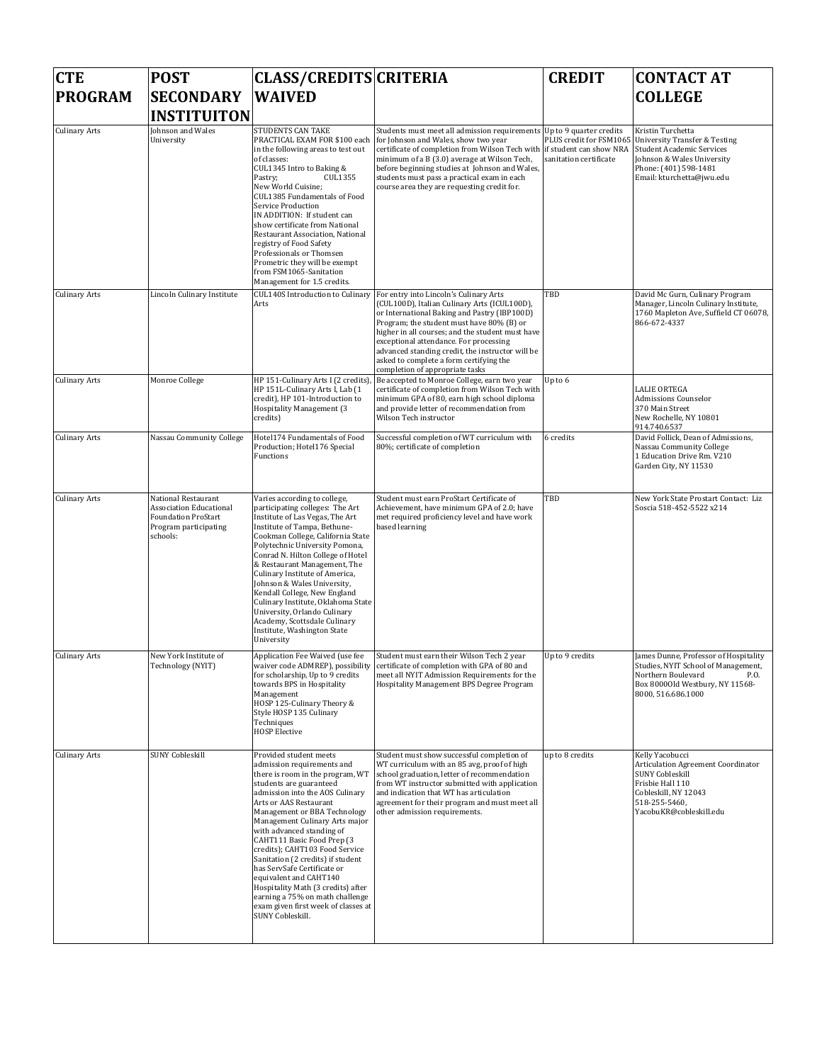| CTE PROGRAM | POST SECONDARY INSTITUITON | CLASS/CREDITS WAIVED | CRITERIA | CREDIT | CONTACT AT COLLEGE |
|---|---|---|---|---|---|
| Culinary Arts | Johnson and Wales University | STUDENTS CAN TAKE PRACTICAL EXAM FOR $100 each in the following areas to test out of classes: CUL1345 Intro to Baking & Pastry; CUL1355 New World Cuisine; CUL1385 Fundamentals of Food Service Production IN ADDITION: If student can show certificate from National Restaurant Association, National registry of Food Safety Professionals or Thomsen Prometric they will be exempt from FSM1065-Sanitation Management for 1.5 credits. | Students must meet all admission requirements for Johnson and Wales, show two year certificate of completion from Wilson Tech with minimum of a B (3.0) average at Wilson Tech, before beginning studies at Johnson and Wales, students must pass a practical exam in each course area they are requesting credit for. | Up to 9 quarter credits PLUS credit for FSM1065 if student can show NRA sanitation certificate | Kristin Turchetta University Transfer & Testing Student Academic Services Johnson & Wales University Phone: (401) 598-1481 Email: kturchetta@jwu.edu |
| Culinary Arts | Lincoln Culinary Institute | CUL140S Introduction to Culinary Arts | For entry into Lincoln's Culinary Arts (CUL100D), Italian Culinary Arts (ICUL100D), or International Baking and Pastry (IBP100D) Program; the student must have 80% (B) or higher in all courses; and the student must have exceptional attendance. For processing advanced standing credit, the instructor will be asked to complete a form certifying the completion of appropriate tasks | TBD | David Mc Gurn, Culinary Program Manager, Lincoln Culinary Institute, 1760 Mapleton Ave, Suffield CT 06078, 866-672-4337 |
| Culinary Arts | Monroe College | HP 151-Culinary Arts I (2 credits), HP 151L-Culinary Arts I, Lab (1 credit), HP 101-Introduction to Hospitality Management (3 credits) | Be accepted to Monroe College, earn two year certificate of completion from Wilson Tech with minimum GPA of 80, earn high school diploma and provide letter of recommendation from Wilson Tech instructor | Up to 6 | LALIE ORTEGA Admissions Counselor 370 Main Street New Rochelle, NY 10801 914.740.6537 |
| Culinary Arts | Nassau Community College | Hotel174 Fundamentals of Food Production; Hotel176 Special Functions | Successful completion of WT curriculum with 80%; certificate of completion | 6 credits | David Follick, Dean of Admissions, Nassau Community College 1 Education Drive Rm. V210 Garden City, NY 11530 |
| Culinary Arts | National Restaurant Association Educational Foundation ProStart Program participating schools: | Varies according to college, participating colleges: The Art Institute of Las Vegas, The Art Institute of Tampa, Bethune-Cookman College, California State Polytechnic University Pomona, Conrad N. Hilton College of Hotel & Restaurant Management, The Culinary Institute of America, Johnson & Wales University, Kendall College, New England Culinary Institute, Oklahoma State University, Orlando Culinary Academy, Scottsdale Culinary Institute, Washington State University | Student must earn ProStart Certificate of Achievement, have minimum GPA of 2.0; have met required proficiency level and have work based learning | TBD | New York State Prostart Contact: Liz Soscia 518-452-5522 x214 |
| Culinary Arts | New York Institute of Technology (NYIT) | Application Fee Waived (use fee waiver code ADMREP), possibility for scholarship, Up to 9 credits towards BPS in Hospitality Management HOSP 125-Culinary Theory & Style HOSP 135 Culinary Techniques HOSP Elective | Student must earn their Wilson Tech 2 year certificate of completion with GPA of 80 and meet all NYIT Admission Requirements for the Hospitality Management BPS Degree Program | Up to 9 credits | James Dunne, Professor of Hospitality Studies, NYIT School of Management, Northern Boulevard P.O. Box 8000Old Westbury, NY 11568-8000, 516.686.1000 |
| Culinary Arts | SUNY Cobleskill | Provided student meets admission requirements and there is room in the program, WT students are guaranteed admission into the AOS Culinary Arts or AAS Restaurant Management or BBA Technology Management Culinary Arts major with advanced standing of CAHT111 Basic Food Prep (3 credits); CAHT103 Food Service Sanitation (2 credits) if student has ServSafe Certificate or equivalent and CAHT140 Hospitality Math (3 credits) after earning a 75% on math challenge exam given first week of classes at SUNY Cobleskill. | Student must show successful completion of WT curriculum with an 85 avg, proof of high school graduation, letter of recommendation from WT instructor submitted with application and indication that WT has articulation agreement for their program and must meet all other admission requirements. | up to 8 credits | Kelly Yacobucci Articulation Agreement Coordinator SUNY Cobleskill Frisbie Hall 110 Cobleskill, NY 12043 518-255-5460, YacobuKR@cobleskill.edu |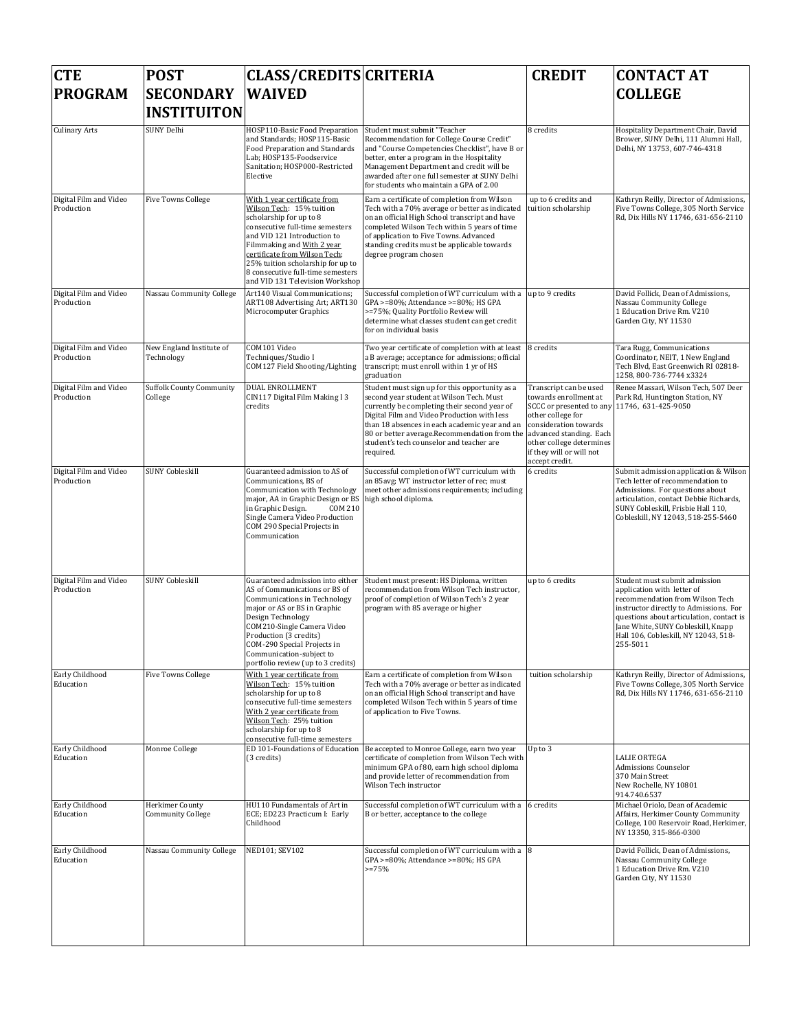| CTE PROGRAM | POST SECONDARY INSTITUITON | CLASS/CREDITS WAIVED | CRITERIA | CREDIT | CONTACT AT COLLEGE |
|---|---|---|---|---|---|
| Culinary Arts | SUNY Delhi | HOSP110-Basic Food Preparation and Standards; HOSP115-Basic Food Preparation and Standards Lab; HOSP135-Foodservice Sanitation; HOSP000-Restricted Elective | Student must submit "Teacher Recommendation for College Course Credit" and "Course Competencies Checklist", have B or better, enter a program in the Hospitality Management Department and credit will be awarded after one full semester at SUNY Delhi for students who maintain a GPA of 2.00 | 8 credits | Hospitality Department Chair, David Brower, SUNY Delhi, 111 Alumni Hall, Delhi, NY 13753, 607-746-4318 |
| Digital Film and Video Production | Five Towns College | With 1 year certificate from Wilson Tech: 15% tuition scholarship for up to 8 consecutive full-time semesters and VID 121 Introduction to Filmmaking and With 2 year certificate from Wilson Tech: 25% tuition scholarship for up to 8 consecutive full-time semesters and VID 131 Television Workshop | Earn a certificate of completion from Wilson Tech with a 70% average or better as indicated on an official High School transcript and have completed Wilson Tech within 5 years of time of application to Five Towns. Advanced standing credits must be applicable towards degree program chosen | up to 6 credits and tuition scholarship | Kathryn Reilly, Director of Admissions, Five Towns College, 305 North Service Rd, Dix Hills NY 11746, 631-656-2110 |
| Digital Film and Video Production | Nassau Community College | Art140 Visual Communications; ART108 Advertising Art; ART130 Microcomputer Graphics | Successful completion of WT curriculum with a GPA >=80%; Attendance >=80%; HS GPA >=75%; Quality Portfolio Review will determine what classes student can get credit for on individual basis | up to 9 credits | David Follick, Dean of Admissions, Nassau Community College 1 Education Drive Rm. V210 Garden City, NY 11530 |
| Digital Film and Video Production | New England Institute of Technology | COM101 Video Techniques/Studio I COM127 Field Shooting/Lighting | Two year certificate of completion with at least a B average; acceptance for admissions; official transcript; must enroll within 1 yr of HS graduation | 8 credits | Tara Rugg, Communications Coordinator, NEIT, 1 New England Tech Blvd, East Greenwich RI 02818-1258, 800-736-7744 x3324 |
| Digital Film and Video Production | Suffolk County Community College | DUAL ENROLLMENT CIN117 Digital Film Making I 3 credits | Student must sign up for this opportunity as a second year student at Wilson Tech. Must currently be completing their second year of Digital Film and Video Production with less than 18 absences in each academic year and an 80 or better average.Recommendation from the student's tech counselor and teacher are required. | Transcript can be used towards enrollment at SCCC or presented to any other college for consideration towards advanced standing. Each other college determines if they will or will not accept credit. | Renee Massari, Wilson Tech, 507 Deer Park Rd, Huntington Station, NY 11746, 631-425-9050 |
| Digital Film and Video Production | SUNY Cobleskill | Guaranteed admission to AS of Communications, BS of Communication with Technology major, AA in Graphic Design or BS in Graphic Design. COM 210 Single Camera Video Production COM 290 Special Projects in Communication | Successful completion of WT curriculum with an 85avg; WT instructor letter of rec; must meet other admissions requirements; including high school diploma. | 6 credits | Submit admission application & Wilson Tech letter of recommendation to Admissions. For questions about articulation, contact Debbie Richards, SUNY Cobleskill, Frisbie Hall 110, Cobleskill, NY 12043, 518-255-5460 |
| Digital Film and Video Production | SUNY Cobleskill | Guaranteed admission into either AS of Communications or BS of Communications in Technology major or AS or BS in Graphic Design Technology COM210-Single Camera Video Production (3 credits) COM-290 Special Projects in Communication-subject to portfolio review (up to 3 credits) | Student must present: HS Diploma, written recommendation from Wilson Tech instructor, proof of completion of Wilson Tech's 2 year program with 85 average or higher | up to 6 credits | Student must submit admission application with letter of recommendation from Wilson Tech instructor directly to Admissions. For questions about articulation, contact is Jane White, SUNY Cobleskill, Knapp Hall 106, Cobleskill, NY 12043, 518-255-5011 |
| Early Childhood Education | Five Towns College | With 1 year certificate from Wilson Tech: 15% tuition scholarship for up to 8 consecutive full-time semesters With 2 year certificate from Wilson Tech: 25% tuition scholarship for up to 8 consecutive full-time semesters | Earn a certificate of completion from Wilson Tech with a 70% average or better as indicated on an official High School transcript and have completed Wilson Tech within 5 years of time of application to Five Towns. | tuition scholarship | Kathryn Reilly, Director of Admissions, Five Towns College, 305 North Service Rd, Dix Hills NY 11746, 631-656-2110 |
| Early Childhood Education | Monroe College | ED 101-Foundations of Education (3 credits) | Be accepted to Monroe College, earn two year certificate of completion from Wilson Tech with minimum GPA of 80, earn high school diploma and provide letter of recommendation from Wilson Tech instructor | Up to 3 | LALIE ORTEGA Admissions Counselor 370 Main Street New Rochelle, NY 10801 914.740.6537 |
| Early Childhood Education | Herkimer County Community College | HU110 Fundamentals of Art in ECE; ED223 Practicum I: Early Childhood | Successful completion of WT curriculum with a B or better, acceptance to the college | 6 credits | Michael Oriolo, Dean of Academic Affairs, Herkimer County Community College, 100 Reservoir Road, Herkimer, NY 13350, 315-866-0300 |
| Early Childhood Education | Nassau Community College | NED101; SEV102 | Successful completion of WT curriculum with a GPA >=80%; Attendance >=80%; HS GPA >=75% | 8 | David Follick, Dean of Admissions, Nassau Community College 1 Education Drive Rm. V210 Garden City, NY 11530 |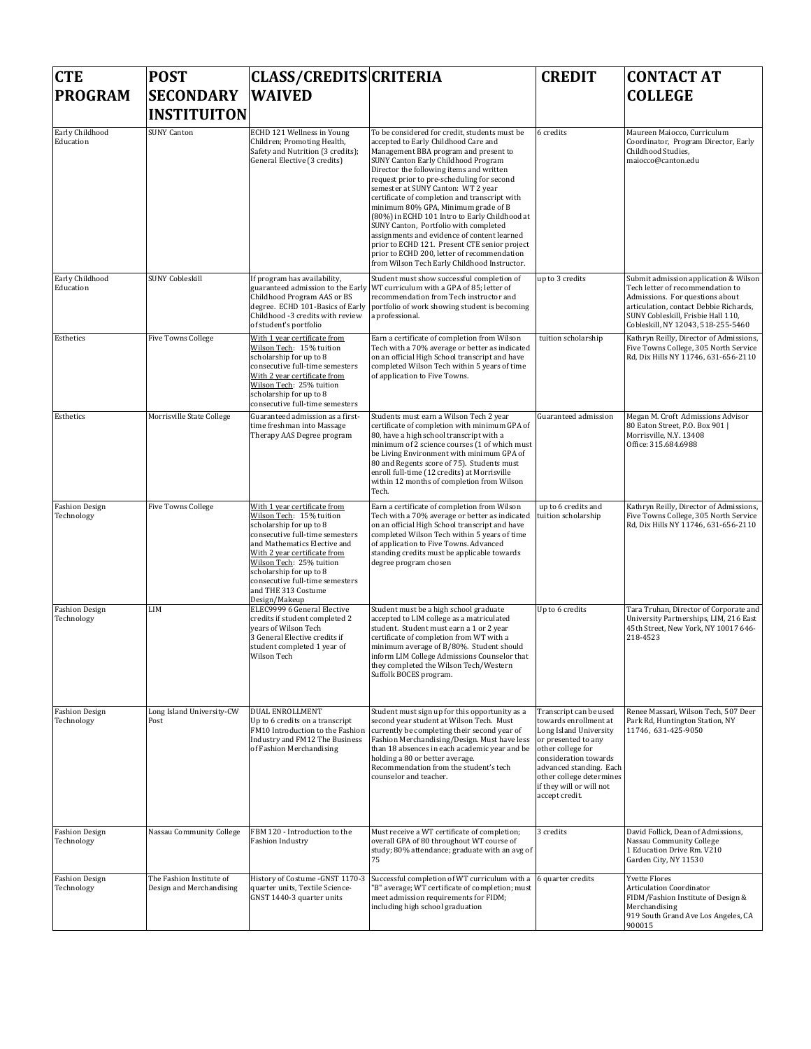| CTE PROGRAM | POST SECONDARY INSTIITUITON | CLASS/CREDITS WAIVED | CRITERIA | CREDIT | CONTACT AT COLLEGE |
|---|---|---|---|---|---|
| Early Childhood Education | SUNY Canton | ECHD 121 Wellness in Young Children; Promoting Health, Safety and Nutrition (3 credits); General Elective (3 credits) | To be considered for credit, students must be accepted to Early Childhood Care and Management BBA program and present to SUNY Canton Early Childhood Program Director the following items and written request prior to pre-scheduling for second semester at SUNY Canton: WT 2 year certificate of completion and transcript with minimum 80% GPA, Minimum grade of B (80%) in ECHD 101 Intro to Early Childhood at SUNY Canton, Portfolio with completed assignments and evidence of content learned prior to ECHD 121. Present CTE senior project prior to ECHD 200, letter of recommendation from Wilson Tech Early Childhood Instructor. | 6 credits | Maureen Maiocco, Curriculum Coordinator, Program Director, Early Childhood Studies, maiocco@canton.edu |
| Early Childhood Education | SUNY Cobleskill | If program has availability, guaranteed admission to the Early Childhood Program AAS or BS degree. ECHD 101-Basics of Early Childhood -3 credits with review of student's portfolio | Student must show successful completion of WT curriculum with a GPA of 85; letter of recommendation from Tech instructor and portfolio of work showing student is becoming a professional. | up to 3 credits | Submit admission application & Wilson Tech letter of recommendation to Admissions. For questions about articulation, contact Debbie Richards, SUNY Cobleskill, Frisbie Hall 110, Cobleskill, NY 12043, 518-255-5460 |
| Esthetics | Five Towns College | With 1 year certificate from Wilson Tech: 15% tuition scholarship for up to 8 consecutive full-time semesters With 2 year certificate from Wilson Tech: 25% tuition scholarship for up to 8 consecutive full-time semesters | Earn a certificate of completion from Wilson Tech with a 70% average or better as indicated on an official High School transcript and have completed Wilson Tech within 5 years of time of application to Five Towns. | tuition scholarship | Kathryn Reilly, Director of Admissions, Five Towns College, 305 North Service Rd, Dix Hills NY 11746, 631-656-2110 |
| Esthetics | Morrisville State College | Guaranteed admission as a first-time freshman into Massage Therapy AAS Degree program | Students must earn a Wilson Tech 2 year certificate of completion with minimum GPA of 80, have a high school transcript with a minimum of 2 science courses (1 of which must be Living Environment with minimum GPA of 80 and Regents score of 75). Students must enroll full-time (12 credits) at Morrisville within 12 months of completion from Wilson Tech. | Guaranteed admission | Megan M. Croft Admissions Advisor 80 Eaton Street, P.O. Box 901 \| Morrisville, N.Y. 13408 Office: 315.684.6988 |
| Fashion Design Technology | Five Towns College | With 1 year certificate from Wilson Tech: 15% tuition scholarship for up to 8 consecutive full-time semesters and Mathematics Elective and With 2 year certificate from Wilson Tech: 25% tuition scholarship for up to 8 consecutive full-time semesters and THE 313 Costume Design/Makeup | Earn a certificate of completion from Wilson Tech with a 70% average or better as indicated on an official High School transcript and have completed Wilson Tech within 5 years of time of application to Five Towns. Advanced standing credits must be applicable towards degree program chosen | up to 6 credits and tuition scholarship | Kathryn Reilly, Director of Admissions, Five Towns College, 305 North Service Rd, Dix Hills NY 11746, 631-656-2110 |
| Fashion Design Technology | LIM | ELEC9999 6 General Elective credits if student completed 2 years of Wilson Tech 3 General Elective credits if student completed 1 year of Wilson Tech | Student must be a high school graduate accepted to LIM college as a matriculated student. Student must earn a 1 or 2 year certificate of completion from WT with a minimum average of B/80%. Student should inform LIM College Admissions Counselor that they completed the Wilson Tech/Western Suffolk BOCES program. | Up to 6 credits | Tara Truhan, Director of Corporate and University Partnerships, LIM, 216 East 45th Street, New York, NY 10017 646-218-4523 |
| Fashion Design Technology | Long Island University-CW Post | DUAL ENROLLMENT Up to 6 credits on a transcript FM10 Introduction to the Fashion Industry and FM12 The Business of Fashion Merchandising | Student must sign up for this opportunity as a second year student at Wilson Tech. Must currently be completing their second year of Fashion Merchandising/Design. Must have less than 18 absences in each academic year and be holding a 80 or better average. Recommendation from the student's tech counselor and teacher. | Transcript can be used towards enrollment at Long Island University or presented to any other college for consideration towards advanced standing. Each other college determines if they will or will not accept credit. | Renee Massari, Wilson Tech, 507 Deer Park Rd, Huntington Station, NY 11746, 631-425-9050 |
| Fashion Design Technology | Nassau Community College | FBM 120 - Introduction to the Fashion Industry | Must receive a WT certificate of completion; overall GPA of 80 throughout WT course of study; 80% attendance; graduate with an avg of 75 | 3 credits | David Follick, Dean of Admissions, Nassau Community College 1 Education Drive Rm. V210 Garden City, NY 11530 |
| Fashion Design Technology | The Fashion Institute of Design and Merchandising | History of Costume -GNST 1170-3 quarter units, Textile Science-GNST 1440-3 quarter units | Successful completion of WT curriculum with a "B" average; WT certificate of completion; must meet admission requirements for FIDM; including high school graduation | 6 quarter credits | Yvette Flores Articulation Coordinator FIDM/Fashion Institute of Design & Merchandising 919 South Grand Ave Los Angeles, CA 900015 |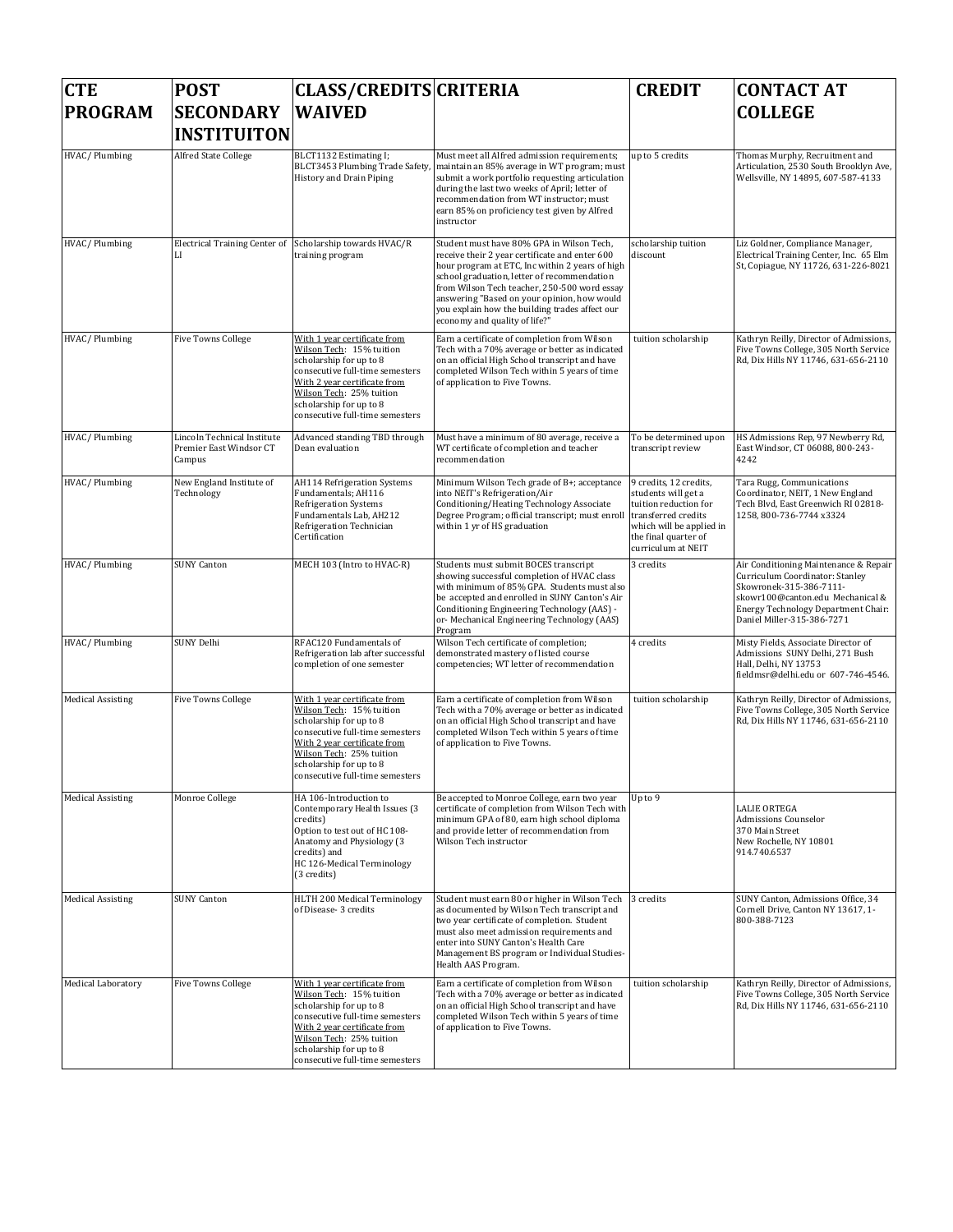| CTE PROGRAM | POST SECONDARY INSTITUITON | CLASS/CREDITS WAIVED | CRITERIA | CREDIT | CONTACT AT COLLEGE |
|---|---|---|---|---|---|
| HVAC/ Plumbing | Alfred State College | BLCT1132 Estimating I; BLCT3453 Plumbing Trade Safety, History and Drain Piping | Must meet all Alfred admission requirements; maintain an 85% average in WT program; must submit a work portfolio requesting articulation during the last two weeks of April; letter of recommendation from WT instructor; must earn 85% on proficiency test given by Alfred instructor | up to 5 credits | Thomas Murphy, Recruitment and Articulation, 2530 South Brooklyn Ave, Wellsville, NY 14895, 607-587-4133 |
| HVAC/ Plumbing | Electrical Training Center of LI | Scholarship towards HVAC/R training program | Student must have 80% GPA in Wilson Tech, receive their 2 year certificate and enter 600 hour program at ETC, Inc within 2 years of high school graduation, letter of recommendation from Wilson Tech teacher, 250-500 word essay answering "Based on your opinion, how would you explain how the building trades affect our economy and quality of life?" | scholarship tuition discount | Liz Goldner, Compliance Manager, Electrical Training Center, Inc. 65 Elm St, Copiague, NY 11726, 631-226-8021 |
| HVAC/ Plumbing | Five Towns College | With 1 year certificate from Wilson Tech: 15% tuition scholarship for up to 8 consecutive full-time semesters With 2 year certificate from Wilson Tech: 25% tuition scholarship for up to 8 consecutive full-time semesters | Earn a certificate of completion from Wilson Tech with a 70% average or better as indicated on an official High School transcript and have completed Wilson Tech within 5 years of time of application to Five Towns. | tuition scholarship | Kathryn Reilly, Director of Admissions, Five Towns College, 305 North Service Rd, Dix Hills NY 11746, 631-656-2110 |
| HVAC/ Plumbing | Lincoln Technical Institute Premier East Windsor CT Campus | Advanced standing TBD through Dean evaluation | Must have a minimum of 80 average, receive a WT certificate of completion and teacher recommendation | To be determined upon transcript review | HS Admissions Rep, 97 Newberry Rd, East Windsor, CT 06088, 800-243-4242 |
| HVAC/ Plumbing | New England Institute of Technology | AH114 Refrigeration Systems Fundamentals; AH116 Refrigeration Systems Fundamentals Lab, AH212 Refrigeration Technician Certification | Minimum Wilson Tech grade of B+; acceptance into NEIT's Refrigeration/Air Conditioning/Heating Technology Associate Degree Program; official transcript; must enroll within 1 yr of HS graduation | 9 credits, 12 credits, students will get a tuition reduction for transferred credits which will be applied in the final quarter of curriculum at NEIT | Tara Rugg, Communications Coordinator, NEIT, 1 New England Tech Blvd, East Greenwich RI 02818-1258, 800-736-7744 x3324 |
| HVAC/ Plumbing | SUNY Canton | MECH 103 (Intro to HVAC-R) | Students must submit BOCES transcript showing successful completion of HVAC class with minimum of 85% GPA. Students must also be accepted and enrolled in SUNY Canton's Air Conditioning Engineering Technology (AAS) -or- Mechanical Engineering Technology (AAS) Program | 3 credits | Air Conditioning Maintenance & Repair Curriculum Coordinator: Stanley Skowronek-315-386-7111-skowr100@canton.edu Mechanical & Energy Technology Department Chair: Daniel Miller-315-386-7271 |
| HVAC/ Plumbing | SUNY Delhi | RFAC120 Fundamentals of Refrigeration lab after successful completion of one semester | Wilson Tech certificate of completion; demonstrated mastery of listed course competencies; WT letter of recommendation | 4 credits | Misty Fields, Associate Director of Admissions SUNY Delhi, 271 Bush Hall, Delhi, NY 13753 fieldmsr@delhi.edu or 607-746-4546. |
| Medical Assisting | Five Towns College | With 1 year certificate from Wilson Tech: 15% tuition scholarship for up to 8 consecutive full-time semesters With 2 year certificate from Wilson Tech: 25% tuition scholarship for up to 8 consecutive full-time semesters | Earn a certificate of completion from Wilson Tech with a 70% average or better as indicated on an official High School transcript and have completed Wilson Tech within 5 years of time of application to Five Towns. | tuition scholarship | Kathryn Reilly, Director of Admissions, Five Towns College, 305 North Service Rd, Dix Hills NY 11746, 631-656-2110 |
| Medical Assisting | Monroe College | HA 106-Introduction to Contemporary Health Issues (3 credits) Option to test out of HC 108-Anatomy and Physiology (3 credits) and HC 126-Medical Terminology (3 credits) | Be accepted to Monroe College, earn two year certificate of completion from Wilson Tech with minimum GPA of 80, earn high school diploma and provide letter of recommendation from Wilson Tech instructor | Up to 9 | LALIE ORTEGA Admissions Counselor 370 Main Street New Rochelle, NY 10801 914.740.6537 |
| Medical Assisting | SUNY Canton | HLTH 200 Medical Terminology of Disease- 3 credits | Student must earn 80 or higher in Wilson Tech as documented by Wilson Tech transcript and two year certificate of completion. Student must also meet admission requirements and enter into SUNY Canton's Health Care Management BS program or Individual Studies-Health AAS Program. | 3 credits | SUNY Canton, Admissions Office, 34 Cornell Drive, Canton NY 13617, 1-800-388-7123 |
| Medical Laboratory | Five Towns College | With 1 year certificate from Wilson Tech: 15% tuition scholarship for up to 8 consecutive full-time semesters With 2 year certificate from Wilson Tech: 25% tuition scholarship for up to 8 consecutive full-time semesters | Earn a certificate of completion from Wilson Tech with a 70% average or better as indicated on an official High School transcript and have completed Wilson Tech within 5 years of time of application to Five Towns. | tuition scholarship | Kathryn Reilly, Director of Admissions, Five Towns College, 305 North Service Rd, Dix Hills NY 11746, 631-656-2110 |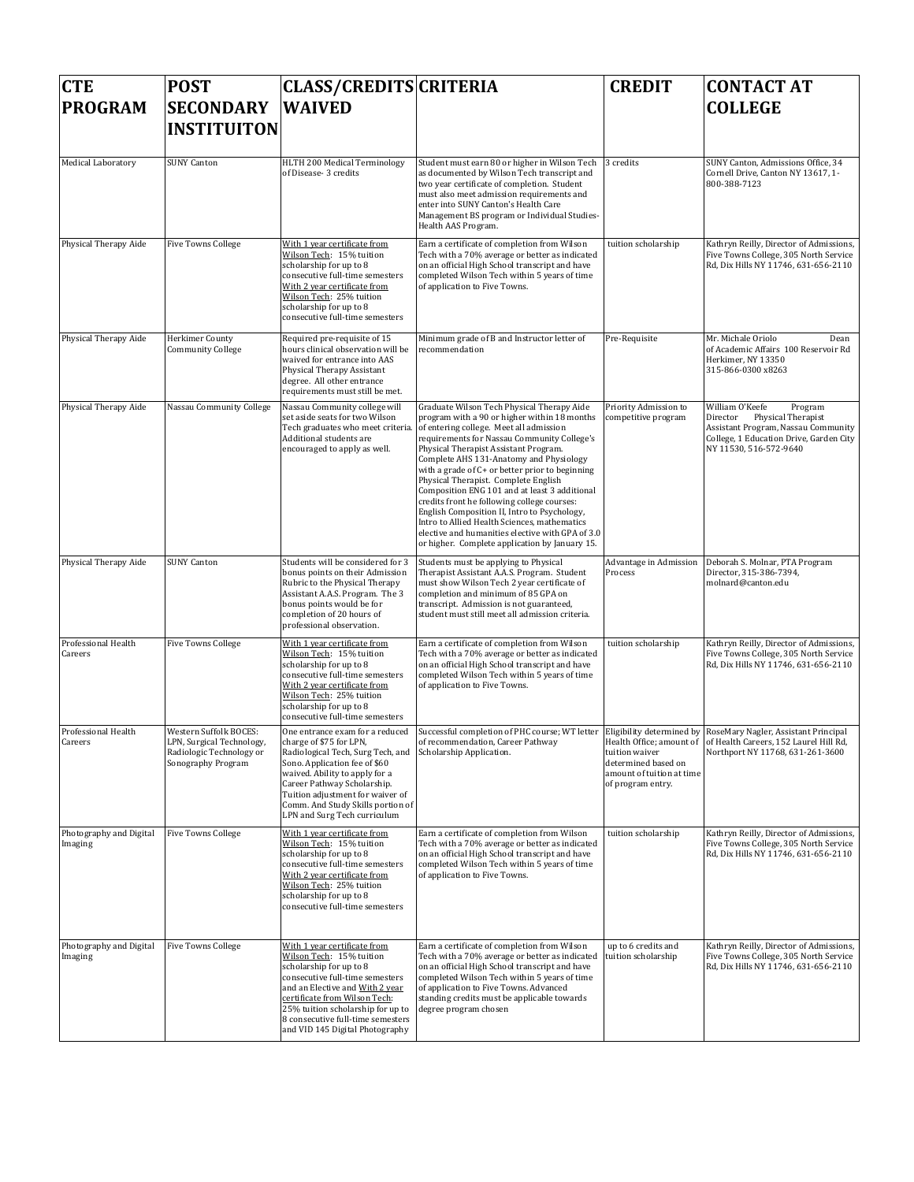| CTE PROGRAM | POST SECONDARY INSTITUITON | CLASS/CREDITS WAIVED | CRITERIA | CREDIT | CONTACT AT COLLEGE |
|---|---|---|---|---|---|
| Medical Laboratory | SUNY Canton | HLTH 200 Medical Terminology of Disease- 3 credits | Student must earn 80 or higher in Wilson Tech as documented by Wilson Tech transcript and two year certificate of completion. Student must also meet admission requirements and enter into SUNY Canton's Health Care Management BS program or Individual Studies-Health AAS Program. | 3 credits | SUNY Canton, Admissions Office, 34 Cornell Drive, Canton NY 13617, 1-800-388-7123 |
| Physical Therapy Aide | Five Towns College | With 1 year certificate from Wilson Tech: 15% tuition scholarship for up to 8 consecutive full-time semesters With 2 year certificate from Wilson Tech: 25% tuition scholarship for up to 8 consecutive full-time semesters | Earn a certificate of completion from Wilson Tech with a 70% average or better as indicated on an official High School transcript and have completed Wilson Tech within 5 years of time of application to Five Towns. | tuition scholarship | Kathryn Reilly, Director of Admissions, Five Towns College, 305 North Service Rd, Dix Hills NY 11746, 631-656-2110 |
| Physical Therapy Aide | Herkimer County Community College | Required pre-requisite of 15 hours clinical observation will be waived for entrance into AAS Physical Therapy Assistant degree. All other entrance requirements must still be met. | Minimum grade of B and Instructor letter of recommendation | Pre-Requisite | Mr. Michale Oriolo Dean of Academic Affairs 100 Reservoir Rd Herkimer, NY 13350 315-866-0300 x8263 |
| Physical Therapy Aide | Nassau Community College | Nassau Community college will set aside seats for two Wilson Tech graduates who meet criteria. Additional students are encouraged to apply as well. | Graduate Wilson Tech Physical Therapy Aide program with a 90 or higher within 18 months of entering college. Meet all admission requirements for Nassau Community College's Physical Therapist Assistant Program. Complete AHS 131-Anatomy and Physiology with a grade of C+ or better prior to beginning Physical Therapist. Complete English Composition ENG 101 and at least 3 additional credits front he following college courses: English Composition II, Intro to Psychology, Intro to Allied Health Sciences, mathematics elective and humanities elective with GPA of 3.0 or higher. Complete application by January 15. | Priority Admission to competitive program | William O'Keefe Program Director Physical Therapist Assistant Program, Nassau Community College, 1 Education Drive, Garden City NY 11530, 516-572-9640 |
| Physical Therapy Aide | SUNY Canton | Students will be considered for 3 bonus points on their Admission Rubric to the Physical Therapy Assistant A.A.S. Program. The 3 bonus points would be for completion of 20 hours of professional observation. | Students must be applying to Physical Therapist Assistant A.A.S. Program. Student must show Wilson Tech 2 year certificate of completion and minimum of 85 GPA on transcript. Admission is not guaranteed, student must still meet all admission criteria. | Advantage in Admission Process | Deborah S. Molnar, PTA Program Director, 315-386-7394, molnard@canton.edu |
| Professional Health Careers | Five Towns College | With 1 year certificate from Wilson Tech: 15% tuition scholarship for up to 8 consecutive full-time semesters With 2 year certificate from Wilson Tech: 25% tuition scholarship for up to 8 consecutive full-time semesters | Earn a certificate of completion from Wilson Tech with a 70% average or better as indicated on an official High School transcript and have completed Wilson Tech within 5 years of time of application to Five Towns. | tuition scholarship | Kathryn Reilly, Director of Admissions, Five Towns College, 305 North Service Rd, Dix Hills NY 11746, 631-656-2110 |
| Professional Health Careers | Western Suffolk BOCES: LPN, Surgical Technology, Radiologic Technology or Sonography Program | One entrance exam for a reduced charge of $75 for LPN, Radiological Tech, Surg Tech, and Sono. Application fee of $60 waived. Ability to apply for a Career Pathway Scholarship. Tuition adjustment for waiver of Comm. And Study Skills portion of LPN and Surg Tech curriculum | Successful completion of PHC course; WT letter of recommendation, Career Pathway Scholarship Application. | Eligibility determined by Health Office; amount of tuition waiver determined based on amount of tuition at time of program entry. | RoseMary Nagler, Assistant Principal of Health Careers, 152 Laurel Hill Rd, Northport NY 11768, 631-261-3600 |
| Photography and Digital Imaging | Five Towns College | With 1 year certificate from Wilson Tech: 15% tuition scholarship for up to 8 consecutive full-time semesters With 2 year certificate from Wilson Tech: 25% tuition scholarship for up to 8 consecutive full-time semesters | Earn a certificate of completion from Wilson Tech with a 70% average or better as indicated on an official High School transcript and have completed Wilson Tech within 5 years of time of application to Five Towns. | tuition scholarship | Kathryn Reilly, Director of Admissions, Five Towns College, 305 North Service Rd, Dix Hills NY 11746, 631-656-2110 |
| Photography and Digital Imaging | Five Towns College | With 1 year certificate from Wilson Tech: 15% tuition scholarship for up to 8 consecutive full-time semesters and an Elective and With 2 year certificate from Wilson Tech: 25% tuition scholarship for up to 8 consecutive full-time semesters and VID 145 Digital Photography | Earn a certificate of completion from Wilson Tech with a 70% average or better as indicated on an official High School transcript and have completed Wilson Tech within 5 years of time of application to Five Towns. Advanced standing credits must be applicable towards degree program chosen | up to 6 credits and tuition scholarship | Kathryn Reilly, Director of Admissions, Five Towns College, 305 North Service Rd, Dix Hills NY 11746, 631-656-2110 |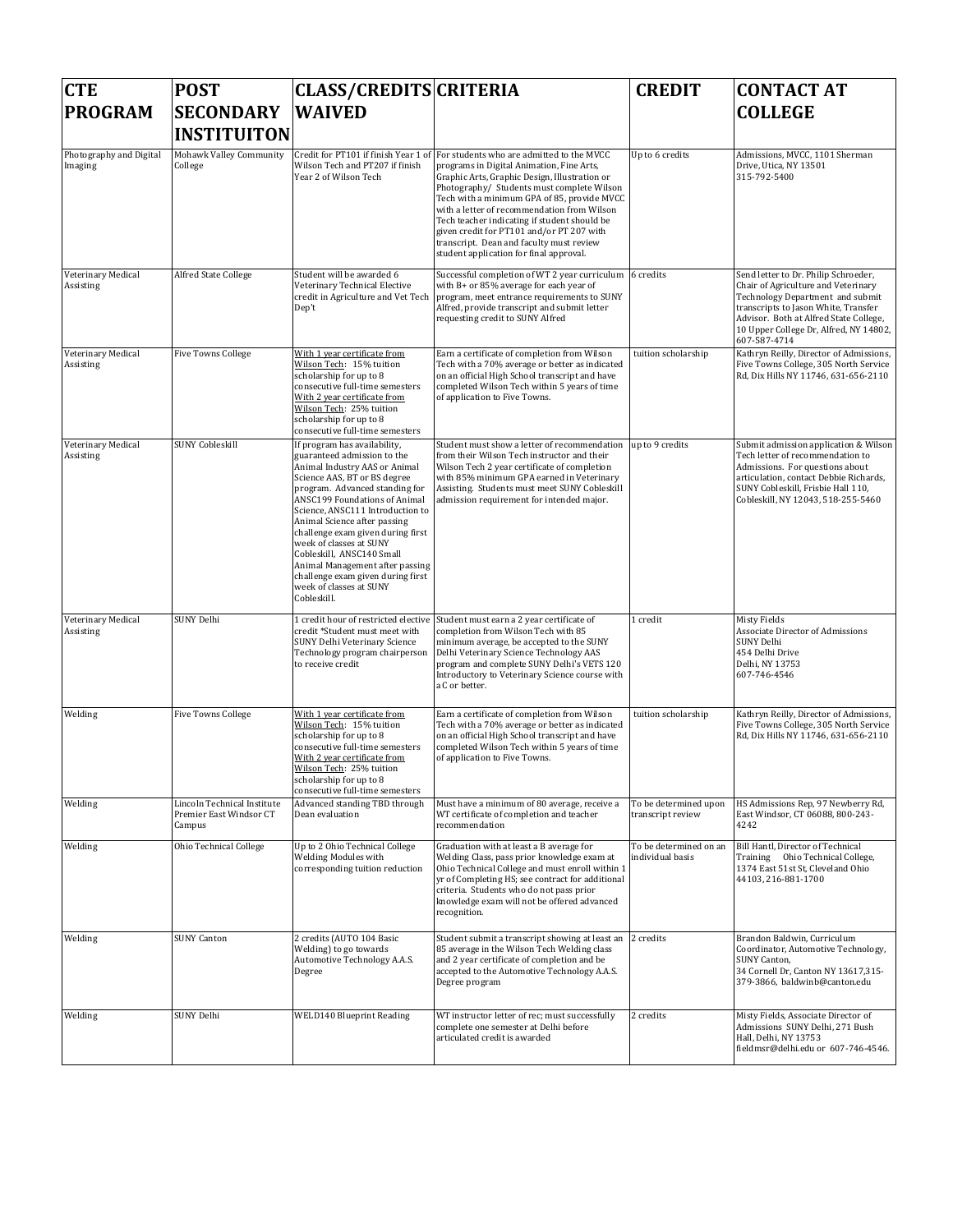| CTE PROGRAM | POST SECONDARY INSTIUITON | CLASS/CREDITS WAIVED | CRITERIA | CREDIT | CONTACT AT COLLEGE |
|---|---|---|---|---|---|
| Photography and Digital Imaging | Mohawk Valley Community College | Credit for PT101 if finish Year 1 of Wilson Tech and PT207 if finish Year 2 of Wilson Tech | For students who are admitted to the MVCC programs in Digital Animation, Fine Arts, Graphic Arts, Graphic Design, Illustration or Photography/ Students must complete Wilson Tech with a minimum GPA of 85, provide MVCC with a letter of recommendation from Wilson Tech teacher indicating if student should be given credit for PT101 and/or PT 207 with transcript. Dean and faculty must review student application for final approval. | Up to 6 credits | Admissions, MVCC, 1101 Sherman Drive, Utica, NY 13501 315-792-5400 |
| Veterinary Medical Assisting | Alfred State College | Student will be awarded 6 Veterinary Technical Elective credit in Agriculture and Vet Tech Dep't | Successful completion of WT 2 year curriculum with B+ or 85% average for each year of program, meet entrance requirements to SUNY Alfred, provide transcript and submit letter requesting credit to SUNY Alfred | 6 credits | Send letter to Dr. Philip Schroeder, Chair of Agriculture and Veterinary Technology Department and submit transcripts to Jason White, Transfer Advisor. Both at Alfred State College, 10 Upper College Dr, Alfred, NY 14802, 607-587-4714 |
| Veterinary Medical Assisting | Five Towns College | With 1 year certificate from Wilson Tech: 15% tuition scholarship for up to 8 consecutive full-time semesters With 2 year certificate from Wilson Tech: 25% tuition scholarship for up to 8 consecutive full-time semesters | Earn a certificate of completion from Wilson Tech with a 70% average or better as indicated on an official High School transcript and have completed Wilson Tech within 5 years of time of application to Five Towns. | tuition scholarship | Kathryn Reilly, Director of Admissions, Five Towns College, 305 North Service Rd, Dix Hills NY 11746, 631-656-2110 |
| Veterinary Medical Assisting | SUNY Cobleskill | If program has availability, guaranteed admission to the Animal Industry AAS or Animal Science AAS, BT or BS degree program. Advanced standing for ANSC199 Foundations of Animal Science, ANSC111 Introduction to Animal Science after passing challenge exam given during first week of classes at SUNY Cobleskill, ANSC140 Small Animal Management after passing challenge exam given during first week of classes at SUNY Cobleskill. | Student must show a letter of recommendation from their Wilson Tech instructor and their Wilson Tech 2 year certificate of completion with 85% minimum GPA earned in Veterinary Assisting. Students must meet SUNY Cobleskill admission requirement for intended major. | up to 9 credits | Submit admission application & Wilson Tech letter of recommendation to Admissions. For questions about articulation, contact Debbie Richards, SUNY Cobleskill, Frisbie Hall 110, Cobleskill, NY 12043, 518-255-5460 |
| Veterinary Medical Assisting | SUNY Delhi | 1 credit hour of restricted elective credit *Student must meet with SUNY Delhi Veterinary Science Technology program chairperson to receive credit | Student must earn a 2 year certificate of completion from Wilson Tech with 85 minimum average, be accepted to the SUNY Delhi Veterinary Science Technology AAS program and complete SUNY Delhi's VETS 120 Introductory to Veterinary Science course with a C or better. | 1 credit | Misty Fields Associate Director of Admissions SUNY Delhi 454 Delhi Drive Delhi, NY 13753 607-746-4546 |
| Welding | Five Towns College | With 1 year certificate from Wilson Tech: 15% tuition scholarship for up to 8 consecutive full-time semesters With 2 year certificate from Wilson Tech: 25% tuition scholarship for up to 8 consecutive full-time semesters | Earn a certificate of completion from Wilson Tech with a 70% average or better as indicated on an official High School transcript and have completed Wilson Tech within 5 years of time of application to Five Towns. | tuition scholarship | Kathryn Reilly, Director of Admissions, Five Towns College, 305 North Service Rd, Dix Hills NY 11746, 631-656-2110 |
| Welding | Lincoln Technical Institute Premier East Windsor CT Campus | Advanced standing TBD through Dean evaluation | Must have a minimum of 80 average, receive a WT certificate of completion and teacher recommendation | To be determined upon transcript review | HS Admissions Rep, 97 Newberry Rd, East Windsor, CT 06088, 800-243-4242 |
| Welding | Ohio Technical College | Up to 2 Ohio Technical College Welding Modules with corresponding tuition reduction | Graduation with at least a B average for Welding Class, pass prior knowledge exam at Ohio Technical College and must enroll within 1 yr of Completing HS; see contract for additional criteria. Students who do not pass prior knowledge exam will not be offered advanced recognition. | To be determined on an individual basis | Bill Hantl, Director of Technical Training Ohio Technical College, 1374 East 51st St, Cleveland Ohio 44103, 216-881-1700 |
| Welding | SUNY Canton | 2 credits (AUTO 104 Basic Welding) to go towards Automotive Technology A.A.S. Degree | Student submit a transcript showing at least an 85 average in the Wilson Tech Welding class and 2 year certificate of completion and be accepted to the Automotive Technology A.A.S. Degree program | 2 credits | Brandon Baldwin, Curriculum Coordinator, Automotive Technology, SUNY Canton, 34 Cornell Dr, Canton NY 13617,315-379-3866, baldwinb@canton.edu |
| Welding | SUNY Delhi | WELD140 Blueprint Reading | WT instructor letter of rec; must successfully complete one semester at Delhi before articulated credit is awarded | 2 credits | Misty Fields, Associate Director of Admissions SUNY Delhi, 271 Bush Hall, Delhi, NY 13753 fieldmsr@delhi.edu or 607-746-4546. |